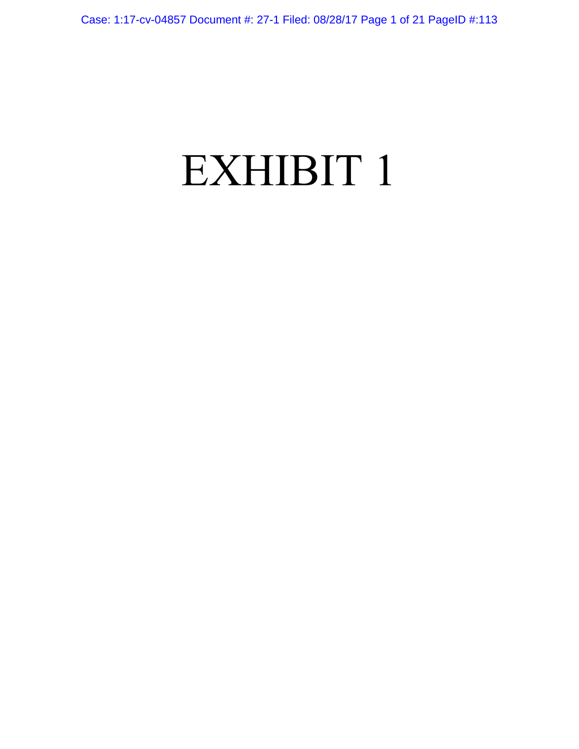# EXHIBIT 1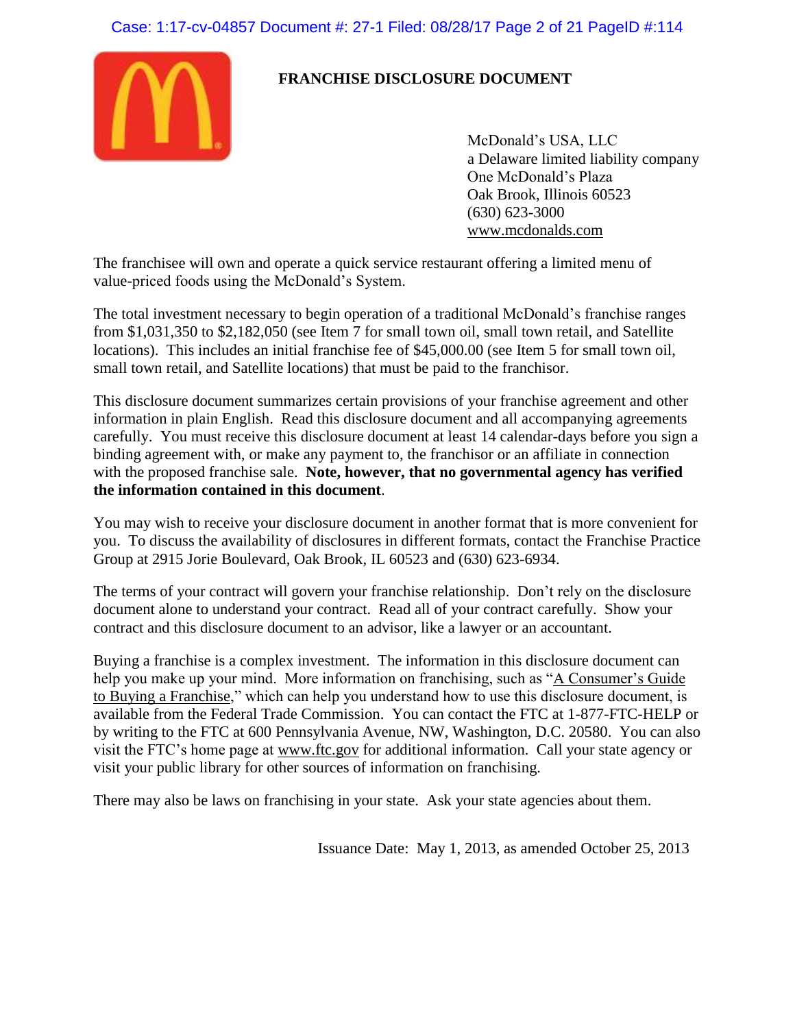# FRANCHISE DISCLOSURE DOCUMENT

McDonald's USA, LLC
a Delaware limited liability company
One McDonald's Plaza
Oak Brook, Illinois 60523
(630) 623-3000
www.mcdonalds.com

The franchisee will own and operate a quick service restaurant offering a limited menu of value-priced foods using the McDonald's System.

The total investment necessary to begin operation of a traditional McDonald's franchise ranges from $1,031,350 to $2,182,050 (see Item 7 for small town oil, small town retail, and Satellite locations). This includes an initial franchise fee of $45,000.00 (see Item 5 for small town oil, small town retail, and Satellite locations) that must be paid to the franchisor.

This disclosure document summarizes certain provisions of your franchise agreement and other information in plain English. Read this disclosure document and all accompanying agreements carefully. You must receive this disclosure document at least 14 calendar-days before you sign a binding agreement with, or make any payment to, the franchisor or an affiliate in connection with the proposed franchise sale. **Note, however, that no governmental agency has verified the information contained in this document**.

You may wish to receive your disclosure document in another format that is more convenient for you. To discuss the availability of disclosures in different formats, contact the Franchise Practice Group at 2915 Jorie Boulevard, Oak Brook, IL 60523 and (630) 623-6934.

The terms of your contract will govern your franchise relationship. Don't rely on the disclosure document alone to understand your contract. Read all of your contract carefully. Show your contract and this disclosure document to an advisor, like a lawyer or an accountant.

Buying a franchise is a complex investment. The information in this disclosure document can help you make up your mind. More information on franchising, such as "A Consumer's Guide to Buying a Franchise," which can help you understand how to use this disclosure document, is available from the Federal Trade Commission. You can contact the FTC at 1-877-FTC-HELP or by writing to the FTC at 600 Pennsylvania Avenue, NW, Washington, D.C. 20580. You can also visit the FTC's home page at www.ftc.gov for additional information. Call your state agency or visit your public library for other sources of information on franchising.

There may also be laws on franchising in your state. Ask your state agencies about them.

Issuance Date: May 1, 2013, as amended October 25, 2013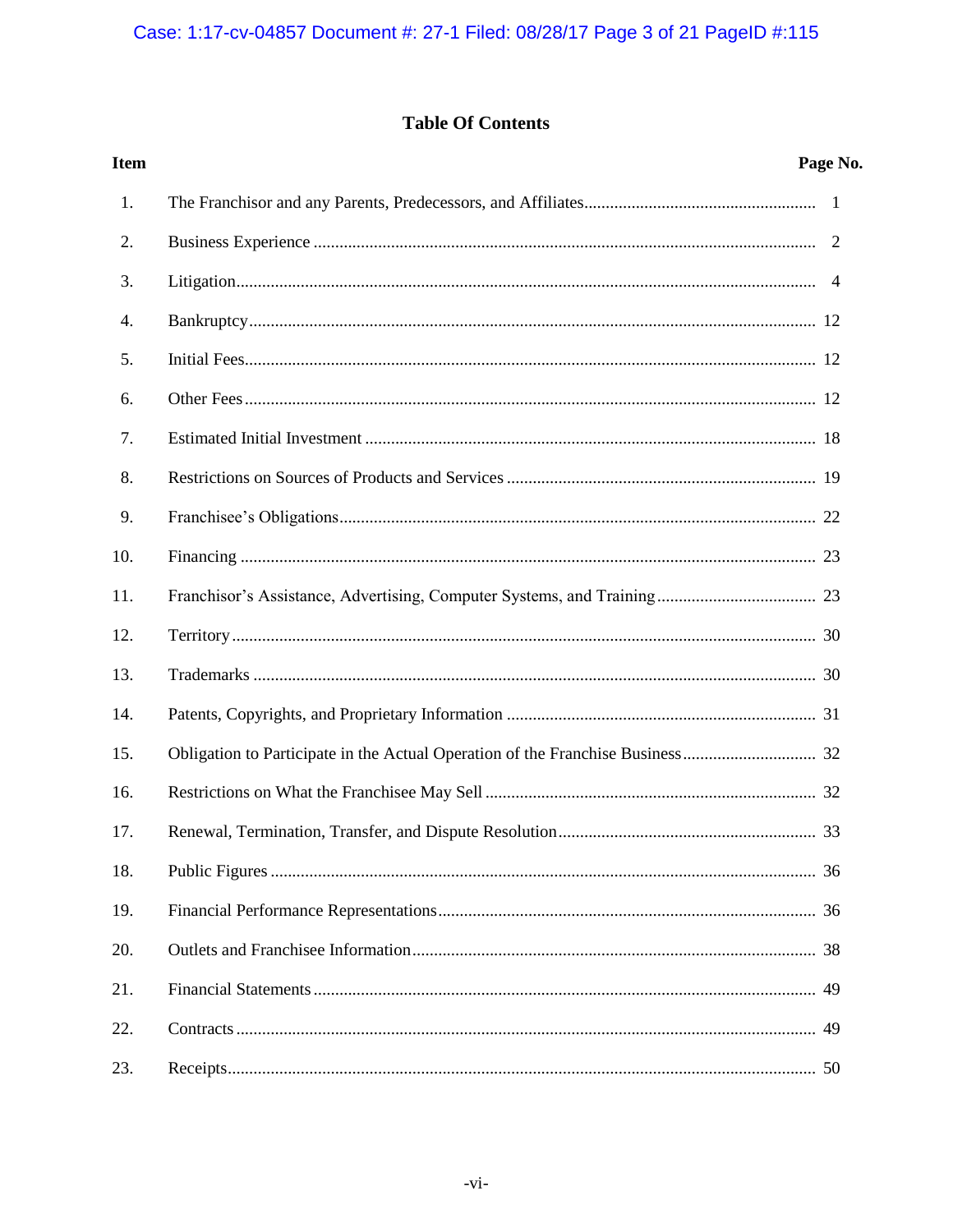# Table Of Contents

| Item | | Page No. |
|---|---|---|
| 1. | The Franchisor and any Parents, Predecessors, and Affiliates | 1 |
| 2. | Business Experience | 2 |
| 3. | Litigation | 4 |
| 4. | Bankruptcy | 12 |
| 5. | Initial Fees | 12 |
| 6. | Other Fees | 12 |
| 7. | Estimated Initial Investment | 18 |
| 8. | Restrictions on Sources of Products and Services | 19 |
| 9. | Franchisee's Obligations | 22 |
| 10. | Financing | 23 |
| 11. | Franchisor's Assistance, Advertising, Computer Systems, and Training | 23 |
| 12. | Territory | 30 |
| 13. | Trademarks | 30 |
| 14. | Patents, Copyrights, and Proprietary Information | 31 |
| 15. | Obligation to Participate in the Actual Operation of the Franchise Business | 32 |
| 16. | Restrictions on What the Franchisee May Sell | 32 |
| 17. | Renewal, Termination, Transfer, and Dispute Resolution | 33 |
| 18. | Public Figures | 36 |
| 19. | Financial Performance Representations | 36 |
| 20. | Outlets and Franchisee Information | 38 |
| 21. | Financial Statements | 49 |
| 22. | Contracts | 49 |
| 23. | Receipts | 50 |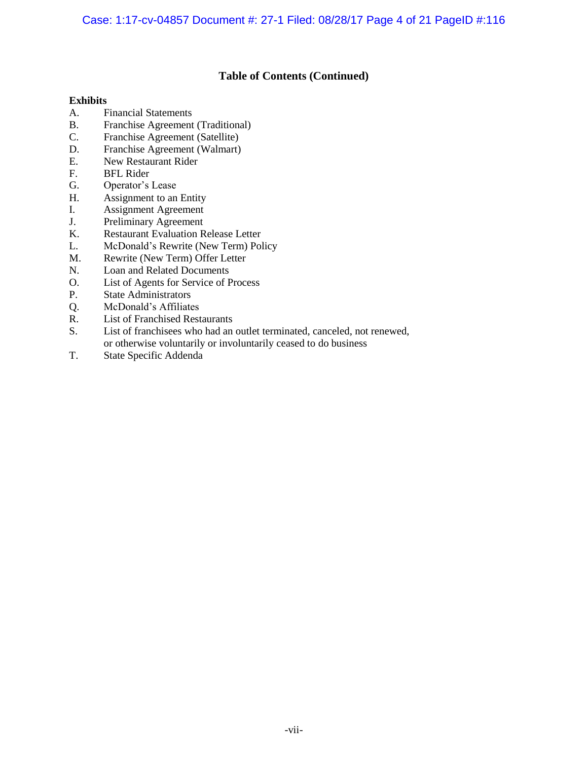## Table of Contents (Continued)

**Exhibits**

A. Financial Statements
B. Franchise Agreement (Traditional)
C. Franchise Agreement (Satellite)
D. Franchise Agreement (Walmart)
E. New Restaurant Rider
F. BFL Rider
G. Operator's Lease
H. Assignment to an Entity
I. Assignment Agreement
J. Preliminary Agreement
K. Restaurant Evaluation Release Letter
L. McDonald's Rewrite (New Term) Policy
M. Rewrite (New Term) Offer Letter
N. Loan and Related Documents
O. List of Agents for Service of Process
P. State Administrators
Q. McDonald's Affiliates
R. List of Franchised Restaurants
S. List of franchisees who had an outlet terminated, canceled, not renewed, or otherwise voluntarily or involuntarily ceased to do business
T. State Specific Addenda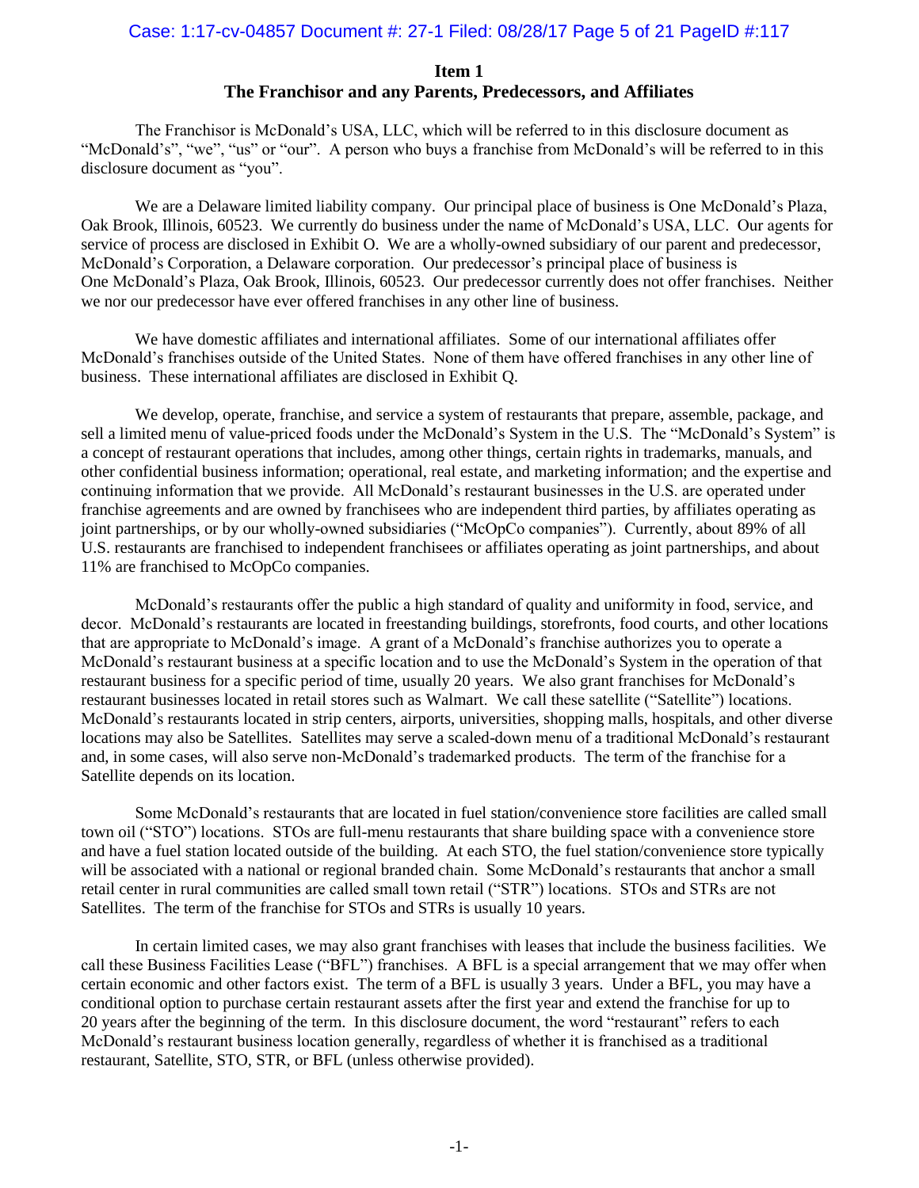## Item 1
## The Franchisor and any Parents, Predecessors, and Affiliates

The Franchisor is McDonald's USA, LLC, which will be referred to in this disclosure document as "McDonald's", "we", "us" or "our". A person who buys a franchise from McDonald's will be referred to in this disclosure document as "you".

We are a Delaware limited liability company. Our principal place of business is One McDonald's Plaza, Oak Brook, Illinois, 60523. We currently do business under the name of McDonald's USA, LLC. Our agents for service of process are disclosed in Exhibit O. We are a wholly-owned subsidiary of our parent and predecessor, McDonald's Corporation, a Delaware corporation. Our predecessor's principal place of business is One McDonald's Plaza, Oak Brook, Illinois, 60523. Our predecessor currently does not offer franchises. Neither we nor our predecessor have ever offered franchises in any other line of business.

We have domestic affiliates and international affiliates. Some of our international affiliates offer McDonald's franchises outside of the United States. None of them have offered franchises in any other line of business. These international affiliates are disclosed in Exhibit Q.

We develop, operate, franchise, and service a system of restaurants that prepare, assemble, package, and sell a limited menu of value-priced foods under the McDonald's System in the U.S. The "McDonald's System" is a concept of restaurant operations that includes, among other things, certain rights in trademarks, manuals, and other confidential business information; operational, real estate, and marketing information; and the expertise and continuing information that we provide. All McDonald's restaurant businesses in the U.S. are operated under franchise agreements and are owned by franchisees who are independent third parties, by affiliates operating as joint partnerships, or by our wholly-owned subsidiaries ("McOpCo companies"). Currently, about 89% of all U.S. restaurants are franchised to independent franchisees or affiliates operating as joint partnerships, and about 11% are franchised to McOpCo companies.

McDonald's restaurants offer the public a high standard of quality and uniformity in food, service, and decor. McDonald's restaurants are located in freestanding buildings, storefronts, food courts, and other locations that are appropriate to McDonald's image. A grant of a McDonald's franchise authorizes you to operate a McDonald's restaurant business at a specific location and to use the McDonald's System in the operation of that restaurant business for a specific period of time, usually 20 years. We also grant franchises for McDonald's restaurant businesses located in retail stores such as Walmart. We call these satellite ("Satellite") locations. McDonald's restaurants located in strip centers, airports, universities, shopping malls, hospitals, and other diverse locations may also be Satellites. Satellites may serve a scaled-down menu of a traditional McDonald's restaurant and, in some cases, will also serve non-McDonald's trademarked products. The term of the franchise for a Satellite depends on its location.

Some McDonald's restaurants that are located in fuel station/convenience store facilities are called small town oil ("STO") locations. STOs are full-menu restaurants that share building space with a convenience store and have a fuel station located outside of the building. At each STO, the fuel station/convenience store typically will be associated with a national or regional branded chain. Some McDonald's restaurants that anchor a small retail center in rural communities are called small town retail ("STR") locations. STOs and STRs are not Satellites. The term of the franchise for STOs and STRs is usually 10 years.

In certain limited cases, we may also grant franchises with leases that include the business facilities. We call these Business Facilities Lease ("BFL") franchises. A BFL is a special arrangement that we may offer when certain economic and other factors exist. The term of a BFL is usually 3 years. Under a BFL, you may have a conditional option to purchase certain restaurant assets after the first year and extend the franchise for up to 20 years after the beginning of the term. In this disclosure document, the word "restaurant" refers to each McDonald's restaurant business location generally, regardless of whether it is franchised as a traditional restaurant, Satellite, STO, STR, or BFL (unless otherwise provided).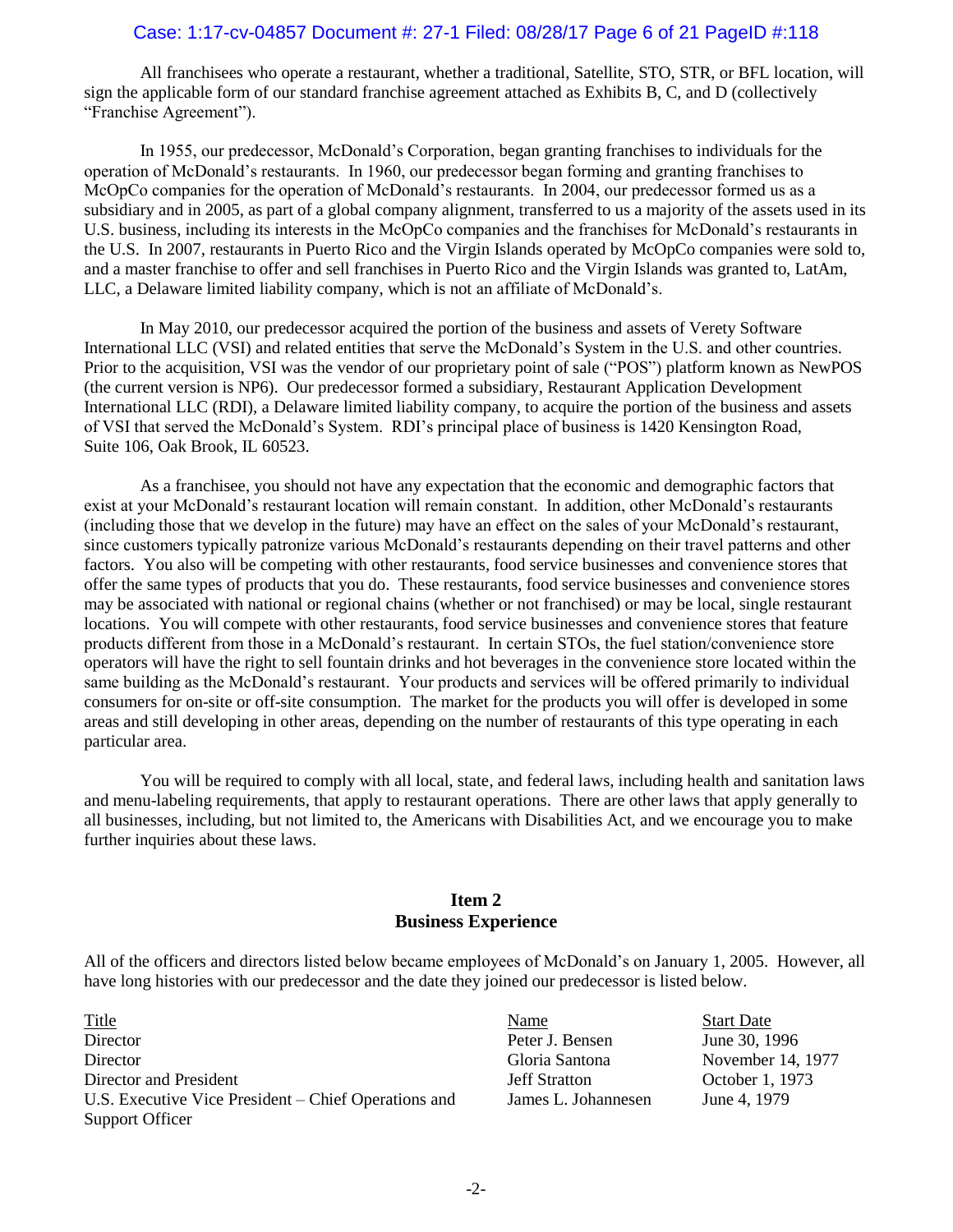All franchisees who operate a restaurant, whether a traditional, Satellite, STO, STR, or BFL location, will sign the applicable form of our standard franchise agreement attached as Exhibits B, C, and D (collectively "Franchise Agreement").

In 1955, our predecessor, McDonald's Corporation, began granting franchises to individuals for the operation of McDonald's restaurants. In 1960, our predecessor began forming and granting franchises to McOpCo companies for the operation of McDonald's restaurants. In 2004, our predecessor formed us as a subsidiary and in 2005, as part of a global company alignment, transferred to us a majority of the assets used in its U.S. business, including its interests in the McOpCo companies and the franchises for McDonald's restaurants in the U.S. In 2007, restaurants in Puerto Rico and the Virgin Islands operated by McOpCo companies were sold to, and a master franchise to offer and sell franchises in Puerto Rico and the Virgin Islands was granted to, LatAm, LLC, a Delaware limited liability company, which is not an affiliate of McDonald's.

In May 2010, our predecessor acquired the portion of the business and assets of Verety Software International LLC (VSI) and related entities that serve the McDonald's System in the U.S. and other countries. Prior to the acquisition, VSI was the vendor of our proprietary point of sale ("POS") platform known as NewPOS (the current version is NP6). Our predecessor formed a subsidiary, Restaurant Application Development International LLC (RDI), a Delaware limited liability company, to acquire the portion of the business and assets of VSI that served the McDonald's System. RDI's principal place of business is 1420 Kensington Road, Suite 106, Oak Brook, IL 60523.

As a franchisee, you should not have any expectation that the economic and demographic factors that exist at your McDonald's restaurant location will remain constant. In addition, other McDonald's restaurants (including those that we develop in the future) may have an effect on the sales of your McDonald's restaurant, since customers typically patronize various McDonald's restaurants depending on their travel patterns and other factors. You also will be competing with other restaurants, food service businesses and convenience stores that offer the same types of products that you do. These restaurants, food service businesses and convenience stores may be associated with national or regional chains (whether or not franchised) or may be local, single restaurant locations. You will compete with other restaurants, food service businesses and convenience stores that feature products different from those in a McDonald's restaurant. In certain STOs, the fuel station/convenience store operators will have the right to sell fountain drinks and hot beverages in the convenience store located within the same building as the McDonald's restaurant. Your products and services will be offered primarily to individual consumers for on-site or off-site consumption. The market for the products you will offer is developed in some areas and still developing in other areas, depending on the number of restaurants of this type operating in each particular area.

You will be required to comply with all local, state, and federal laws, including health and sanitation laws and menu-labeling requirements, that apply to restaurant operations. There are other laws that apply generally to all businesses, including, but not limited to, the Americans with Disabilities Act, and we encourage you to make further inquiries about these laws.

## Item 2
## Business Experience

All of the officers and directors listed below became employees of McDonald's on January 1, 2005. However, all have long histories with our predecessor and the date they joined our predecessor is listed below.

| Title | Name | Start Date |
|---|---|---|
| Director | Peter J. Bensen | June 30, 1996 |
| Director | Gloria Santona | November 14, 1977 |
| Director and President | Jeff Stratton | October 1, 1973 |
| U.S. Executive Vice President – Chief Operations and Support Officer | James L. Johannesen | June 4, 1979 |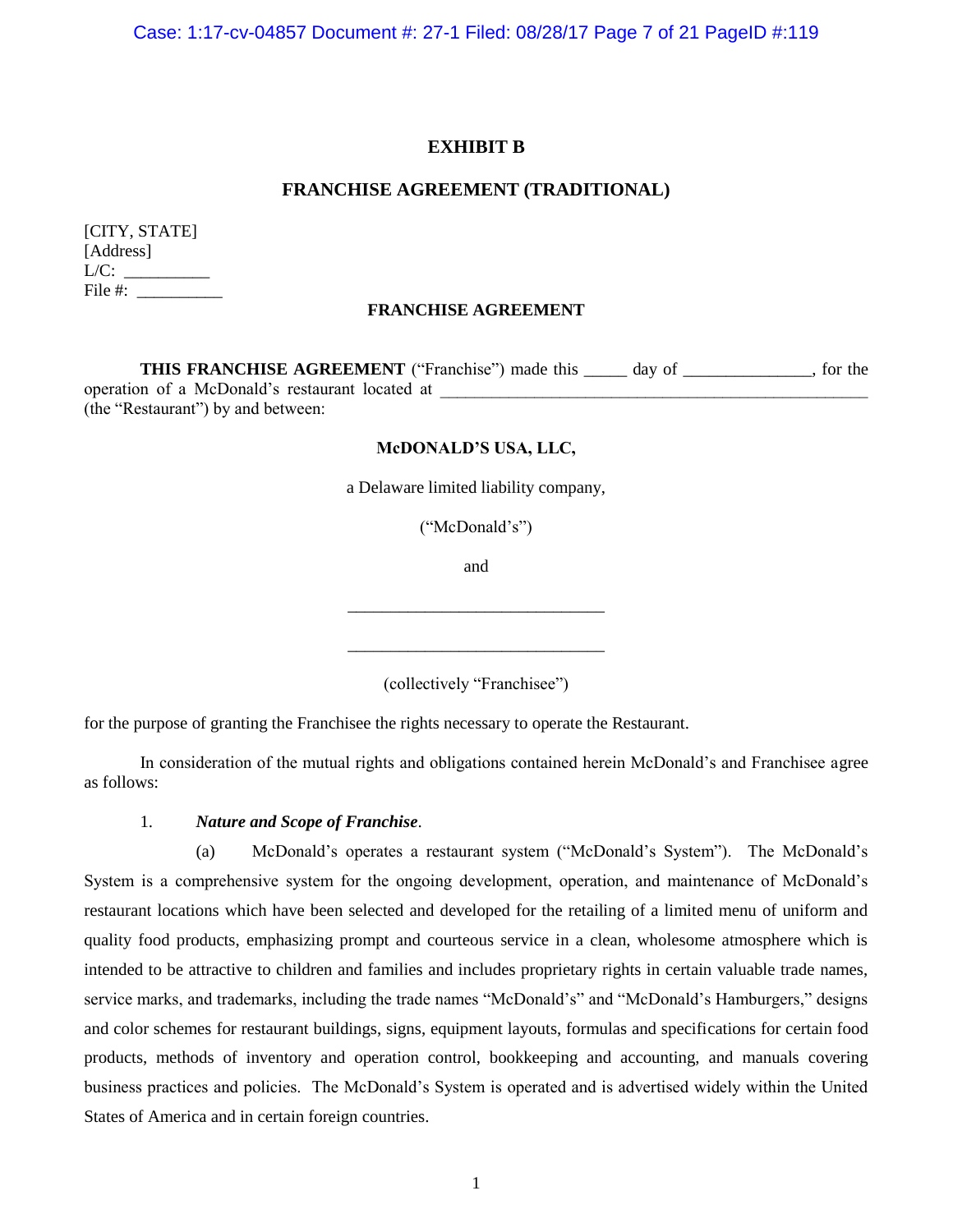**EXHIBIT B**

**FRANCHISE AGREEMENT (TRADITIONAL)**

[CITY, STATE]
[Address]
L/C: __________
File #: __________

**FRANCHISE AGREEMENT**

**THIS FRANCHISE AGREEMENT** ("Franchise") made this _____ day of _______________, for the operation of a McDonald's restaurant located at ___________________________________________________ (the "Restaurant") by and between:

**McDONALD'S USA, LLC,**

a Delaware limited liability company,

("McDonald's")

and

______________________________

______________________________

(collectively "Franchisee")

for the purpose of granting the Franchisee the rights necessary to operate the Restaurant.

In consideration of the mutual rights and obligations contained herein McDonald's and Franchisee agree as follows:

1. ***Nature and Scope of Franchise***.

(a) McDonald's operates a restaurant system ("McDonald's System"). The McDonald's System is a comprehensive system for the ongoing development, operation, and maintenance of McDonald's restaurant locations which have been selected and developed for the retailing of a limited menu of uniform and quality food products, emphasizing prompt and courteous service in a clean, wholesome atmosphere which is intended to be attractive to children and families and includes proprietary rights in certain valuable trade names, service marks, and trademarks, including the trade names "McDonald's" and "McDonald's Hamburgers," designs and color schemes for restaurant buildings, signs, equipment layouts, formulas and specifications for certain food products, methods of inventory and operation control, bookkeeping and accounting, and manuals covering business practices and policies. The McDonald's System is operated and is advertised widely within the United States of America and in certain foreign countries.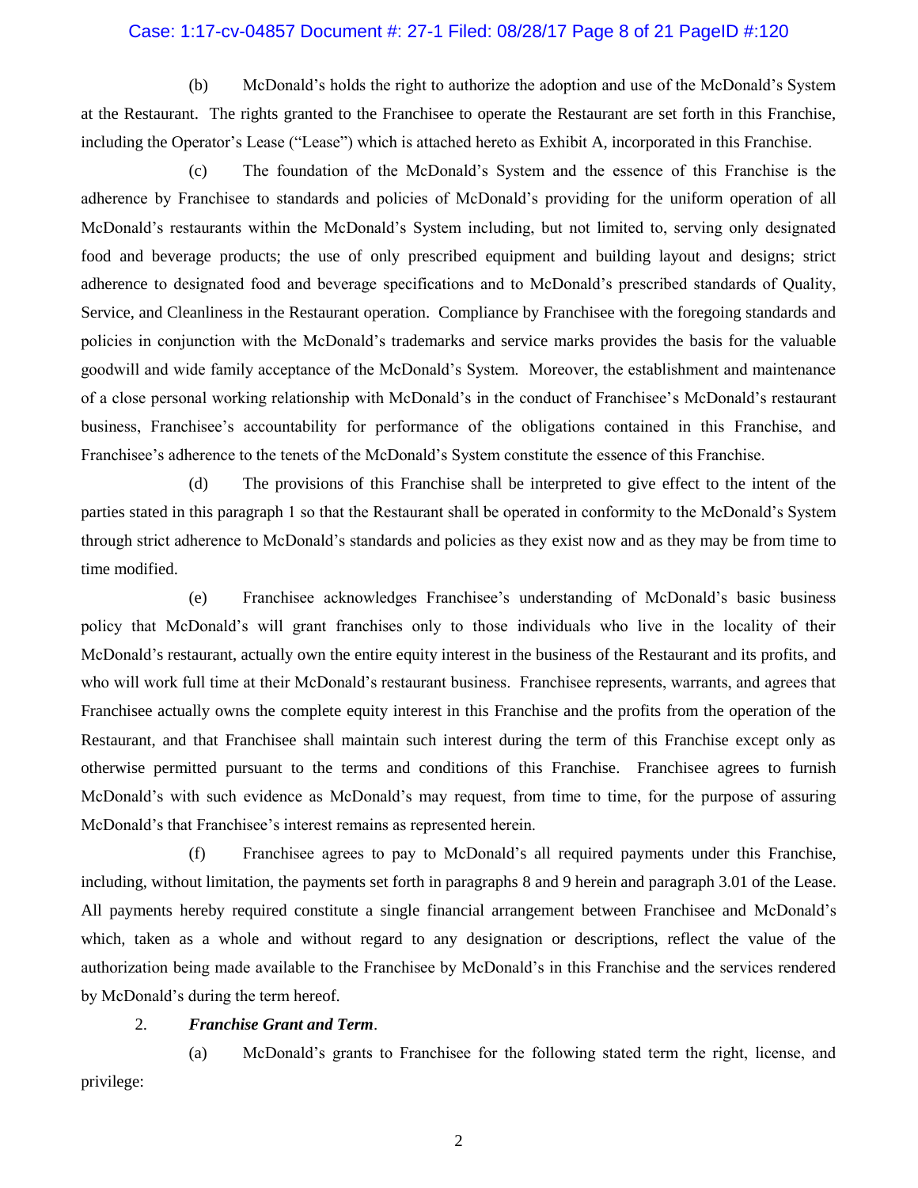(b) McDonald's holds the right to authorize the adoption and use of the McDonald's System at the Restaurant. The rights granted to the Franchisee to operate the Restaurant are set forth in this Franchise, including the Operator's Lease ("Lease") which is attached hereto as Exhibit A, incorporated in this Franchise.

(c) The foundation of the McDonald's System and the essence of this Franchise is the adherence by Franchisee to standards and policies of McDonald's providing for the uniform operation of all McDonald's restaurants within the McDonald's System including, but not limited to, serving only designated food and beverage products; the use of only prescribed equipment and building layout and designs; strict adherence to designated food and beverage specifications and to McDonald's prescribed standards of Quality, Service, and Cleanliness in the Restaurant operation. Compliance by Franchisee with the foregoing standards and policies in conjunction with the McDonald's trademarks and service marks provides the basis for the valuable goodwill and wide family acceptance of the McDonald's System. Moreover, the establishment and maintenance of a close personal working relationship with McDonald's in the conduct of Franchisee's McDonald's restaurant business, Franchisee's accountability for performance of the obligations contained in this Franchise, and Franchisee's adherence to the tenets of the McDonald's System constitute the essence of this Franchise.

(d) The provisions of this Franchise shall be interpreted to give effect to the intent of the parties stated in this paragraph 1 so that the Restaurant shall be operated in conformity to the McDonald's System through strict adherence to McDonald's standards and policies as they exist now and as they may be from time to time modified.

(e) Franchisee acknowledges Franchisee's understanding of McDonald's basic business policy that McDonald's will grant franchises only to those individuals who live in the locality of their McDonald's restaurant, actually own the entire equity interest in the business of the Restaurant and its profits, and who will work full time at their McDonald's restaurant business. Franchisee represents, warrants, and agrees that Franchisee actually owns the complete equity interest in this Franchise and the profits from the operation of the Restaurant, and that Franchisee shall maintain such interest during the term of this Franchise except only as otherwise permitted pursuant to the terms and conditions of this Franchise. Franchisee agrees to furnish McDonald's with such evidence as McDonald's may request, from time to time, for the purpose of assuring McDonald's that Franchisee's interest remains as represented herein.

(f) Franchisee agrees to pay to McDonald's all required payments under this Franchise, including, without limitation, the payments set forth in paragraphs 8 and 9 herein and paragraph 3.01 of the Lease. All payments hereby required constitute a single financial arrangement between Franchisee and McDonald's which, taken as a whole and without regard to any designation or descriptions, reflect the value of the authorization being made available to the Franchisee by McDonald's in this Franchise and the services rendered by McDonald's during the term hereof.

2. ***Franchise Grant and Term***.

(a) McDonald's grants to Franchisee for the following stated term the right, license, and privilege: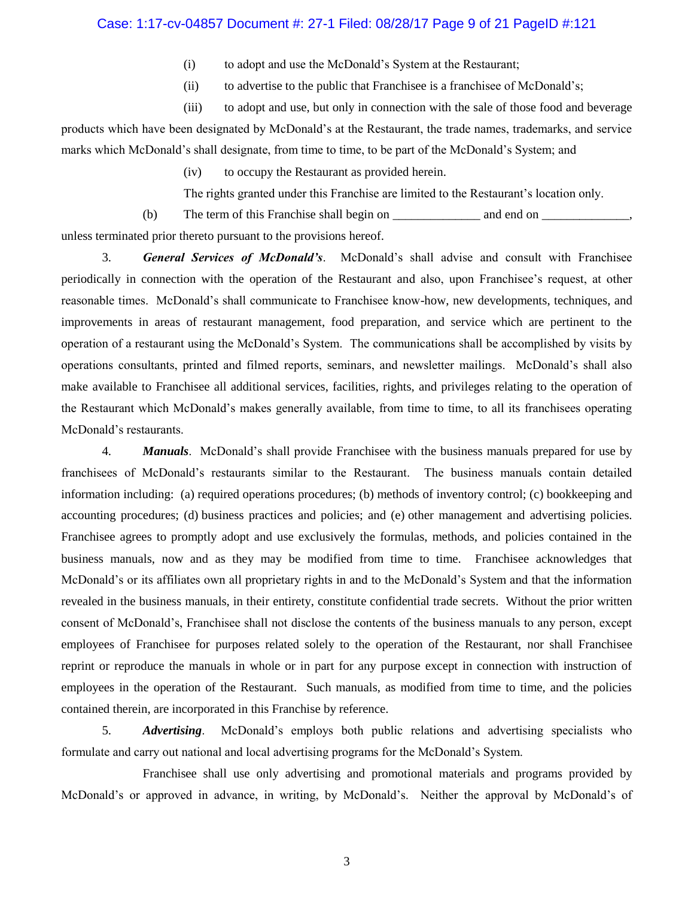(i) to adopt and use the McDonald's System at the Restaurant;

(ii) to advertise to the public that Franchisee is a franchisee of McDonald's;

(iii) to adopt and use, but only in connection with the sale of those food and beverage products which have been designated by McDonald's at the Restaurant, the trade names, trademarks, and service marks which McDonald's shall designate, from time to time, to be part of the McDonald's System; and

(iv) to occupy the Restaurant as provided herein.

The rights granted under this Franchise are limited to the Restaurant's location only.

(b) The term of this Franchise shall begin on ______________ and end on ______________, unless terminated prior thereto pursuant to the provisions hereof.

3. ***General Services of McDonald's***. McDonald's shall advise and consult with Franchisee periodically in connection with the operation of the Restaurant and also, upon Franchisee's request, at other reasonable times. McDonald's shall communicate to Franchisee know-how, new developments, techniques, and improvements in areas of restaurant management, food preparation, and service which are pertinent to the operation of a restaurant using the McDonald's System. The communications shall be accomplished by visits by operations consultants, printed and filmed reports, seminars, and newsletter mailings. McDonald's shall also make available to Franchisee all additional services, facilities, rights, and privileges relating to the operation of the Restaurant which McDonald's makes generally available, from time to time, to all its franchisees operating McDonald's restaurants.

4. ***Manuals***. McDonald's shall provide Franchisee with the business manuals prepared for use by franchisees of McDonald's restaurants similar to the Restaurant. The business manuals contain detailed information including: (a) required operations procedures; (b) methods of inventory control; (c) bookkeeping and accounting procedures; (d) business practices and policies; and (e) other management and advertising policies. Franchisee agrees to promptly adopt and use exclusively the formulas, methods, and policies contained in the business manuals, now and as they may be modified from time to time. Franchisee acknowledges that McDonald's or its affiliates own all proprietary rights in and to the McDonald's System and that the information revealed in the business manuals, in their entirety, constitute confidential trade secrets. Without the prior written consent of McDonald's, Franchisee shall not disclose the contents of the business manuals to any person, except employees of Franchisee for purposes related solely to the operation of the Restaurant, nor shall Franchisee reprint or reproduce the manuals in whole or in part for any purpose except in connection with instruction of employees in the operation of the Restaurant. Such manuals, as modified from time to time, and the policies contained therein, are incorporated in this Franchise by reference.

5. ***Advertising***. McDonald's employs both public relations and advertising specialists who formulate and carry out national and local advertising programs for the McDonald's System.

Franchisee shall use only advertising and promotional materials and programs provided by McDonald's or approved in advance, in writing, by McDonald's. Neither the approval by McDonald's of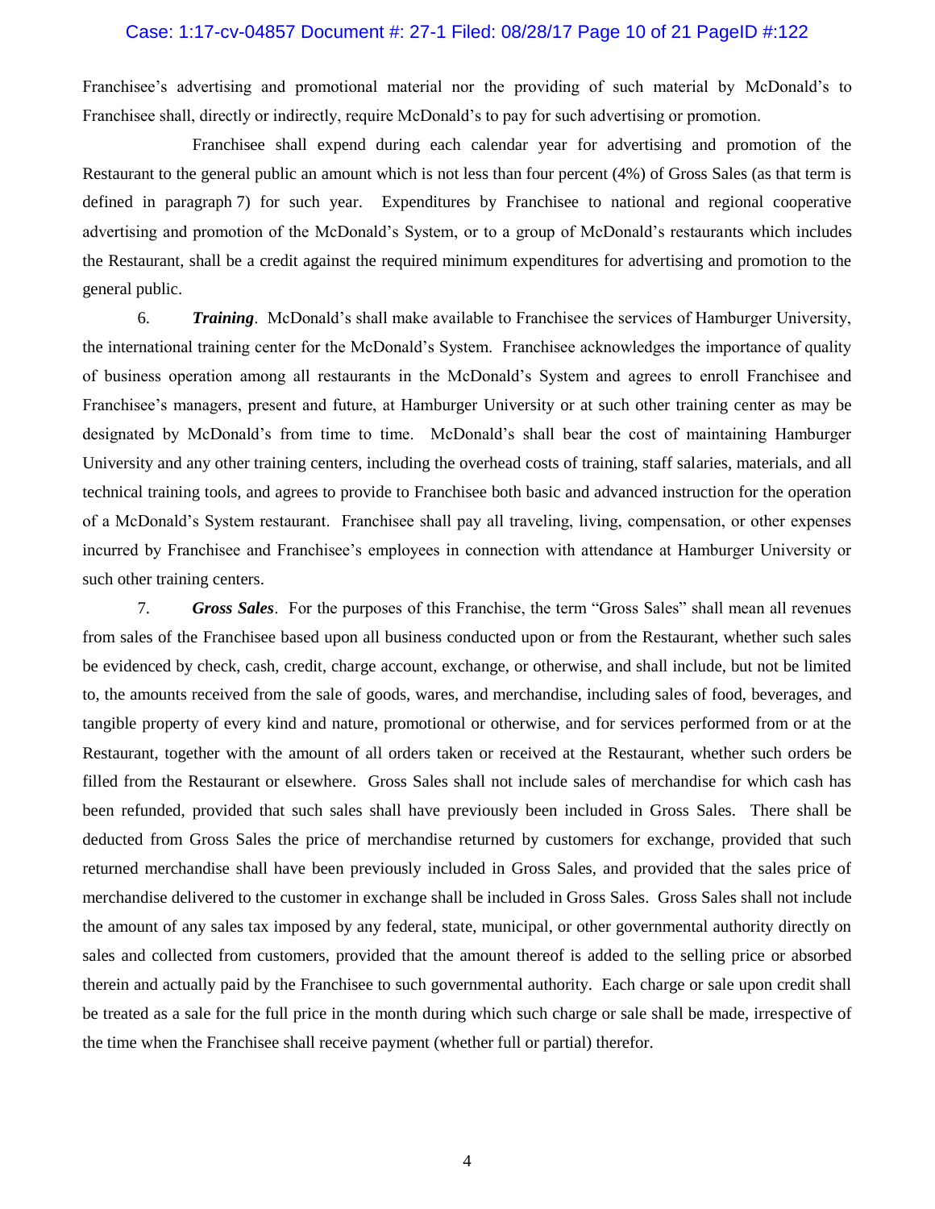Franchisee's advertising and promotional material nor the providing of such material by McDonald's to Franchisee shall, directly or indirectly, require McDonald's to pay for such advertising or promotion.

Franchisee shall expend during each calendar year for advertising and promotion of the Restaurant to the general public an amount which is not less than four percent (4%) of Gross Sales (as that term is defined in paragraph 7) for such year. Expenditures by Franchisee to national and regional cooperative advertising and promotion of the McDonald's System, or to a group of McDonald's restaurants which includes the Restaurant, shall be a credit against the required minimum expenditures for advertising and promotion to the general public.

6. ***Training***. McDonald's shall make available to Franchisee the services of Hamburger University, the international training center for the McDonald's System. Franchisee acknowledges the importance of quality of business operation among all restaurants in the McDonald's System and agrees to enroll Franchisee and Franchisee's managers, present and future, at Hamburger University or at such other training center as may be designated by McDonald's from time to time. McDonald's shall bear the cost of maintaining Hamburger University and any other training centers, including the overhead costs of training, staff salaries, materials, and all technical training tools, and agrees to provide to Franchisee both basic and advanced instruction for the operation of a McDonald's System restaurant. Franchisee shall pay all traveling, living, compensation, or other expenses incurred by Franchisee and Franchisee's employees in connection with attendance at Hamburger University or such other training centers.

7. ***Gross Sales***. For the purposes of this Franchise, the term "Gross Sales" shall mean all revenues from sales of the Franchisee based upon all business conducted upon or from the Restaurant, whether such sales be evidenced by check, cash, credit, charge account, exchange, or otherwise, and shall include, but not be limited to, the amounts received from the sale of goods, wares, and merchandise, including sales of food, beverages, and tangible property of every kind and nature, promotional or otherwise, and for services performed from or at the Restaurant, together with the amount of all orders taken or received at the Restaurant, whether such orders be filled from the Restaurant or elsewhere. Gross Sales shall not include sales of merchandise for which cash has been refunded, provided that such sales shall have previously been included in Gross Sales. There shall be deducted from Gross Sales the price of merchandise returned by customers for exchange, provided that such returned merchandise shall have been previously included in Gross Sales, and provided that the sales price of merchandise delivered to the customer in exchange shall be included in Gross Sales. Gross Sales shall not include the amount of any sales tax imposed by any federal, state, municipal, or other governmental authority directly on sales and collected from customers, provided that the amount thereof is added to the selling price or absorbed therein and actually paid by the Franchisee to such governmental authority. Each charge or sale upon credit shall be treated as a sale for the full price in the month during which such charge or sale shall be made, irrespective of the time when the Franchisee shall receive payment (whether full or partial) therefor.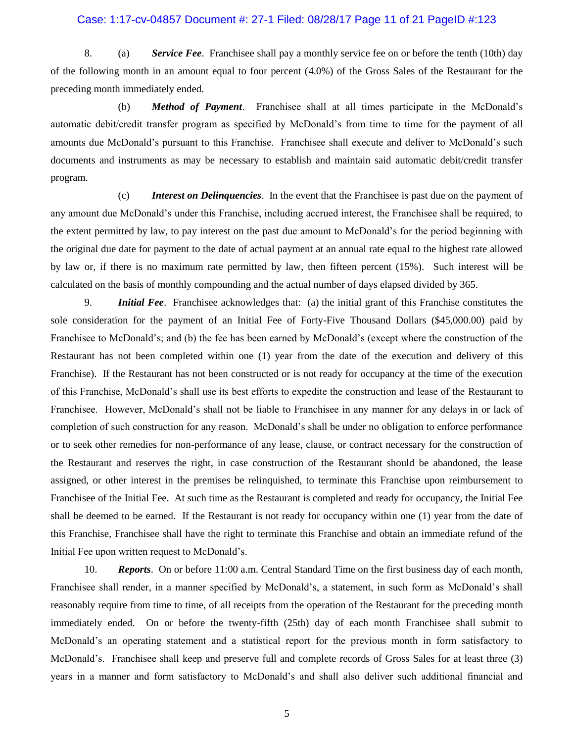8. (a) ***Service Fee***. Franchisee shall pay a monthly service fee on or before the tenth (10th) day of the following month in an amount equal to four percent (4.0%) of the Gross Sales of the Restaurant for the preceding month immediately ended.

(b) ***Method of Payment***. Franchisee shall at all times participate in the McDonald's automatic debit/credit transfer program as specified by McDonald's from time to time for the payment of all amounts due McDonald's pursuant to this Franchise. Franchisee shall execute and deliver to McDonald's such documents and instruments as may be necessary to establish and maintain said automatic debit/credit transfer program.

(c) ***Interest on Delinquencies***. In the event that the Franchisee is past due on the payment of any amount due McDonald's under this Franchise, including accrued interest, the Franchisee shall be required, to the extent permitted by law, to pay interest on the past due amount to McDonald's for the period beginning with the original due date for payment to the date of actual payment at an annual rate equal to the highest rate allowed by law or, if there is no maximum rate permitted by law, then fifteen percent (15%). Such interest will be calculated on the basis of monthly compounding and the actual number of days elapsed divided by 365.

9. ***Initial Fee***. Franchisee acknowledges that: (a) the initial grant of this Franchise constitutes the sole consideration for the payment of an Initial Fee of Forty-Five Thousand Dollars ($45,000.00) paid by Franchisee to McDonald's; and (b) the fee has been earned by McDonald's (except where the construction of the Restaurant has not been completed within one (1) year from the date of the execution and delivery of this Franchise). If the Restaurant has not been constructed or is not ready for occupancy at the time of the execution of this Franchise, McDonald's shall use its best efforts to expedite the construction and lease of the Restaurant to Franchisee. However, McDonald's shall not be liable to Franchisee in any manner for any delays in or lack of completion of such construction for any reason. McDonald's shall be under no obligation to enforce performance or to seek other remedies for non-performance of any lease, clause, or contract necessary for the construction of the Restaurant and reserves the right, in case construction of the Restaurant should be abandoned, the lease assigned, or other interest in the premises be relinquished, to terminate this Franchise upon reimbursement to Franchisee of the Initial Fee. At such time as the Restaurant is completed and ready for occupancy, the Initial Fee shall be deemed to be earned. If the Restaurant is not ready for occupancy within one (1) year from the date of this Franchise, Franchisee shall have the right to terminate this Franchise and obtain an immediate refund of the Initial Fee upon written request to McDonald's.

10. ***Reports***. On or before 11:00 a.m. Central Standard Time on the first business day of each month, Franchisee shall render, in a manner specified by McDonald's, a statement, in such form as McDonald's shall reasonably require from time to time, of all receipts from the operation of the Restaurant for the preceding month immediately ended. On or before the twenty-fifth (25th) day of each month Franchisee shall submit to McDonald's an operating statement and a statistical report for the previous month in form satisfactory to McDonald's. Franchisee shall keep and preserve full and complete records of Gross Sales for at least three (3) years in a manner and form satisfactory to McDonald's and shall also deliver such additional financial and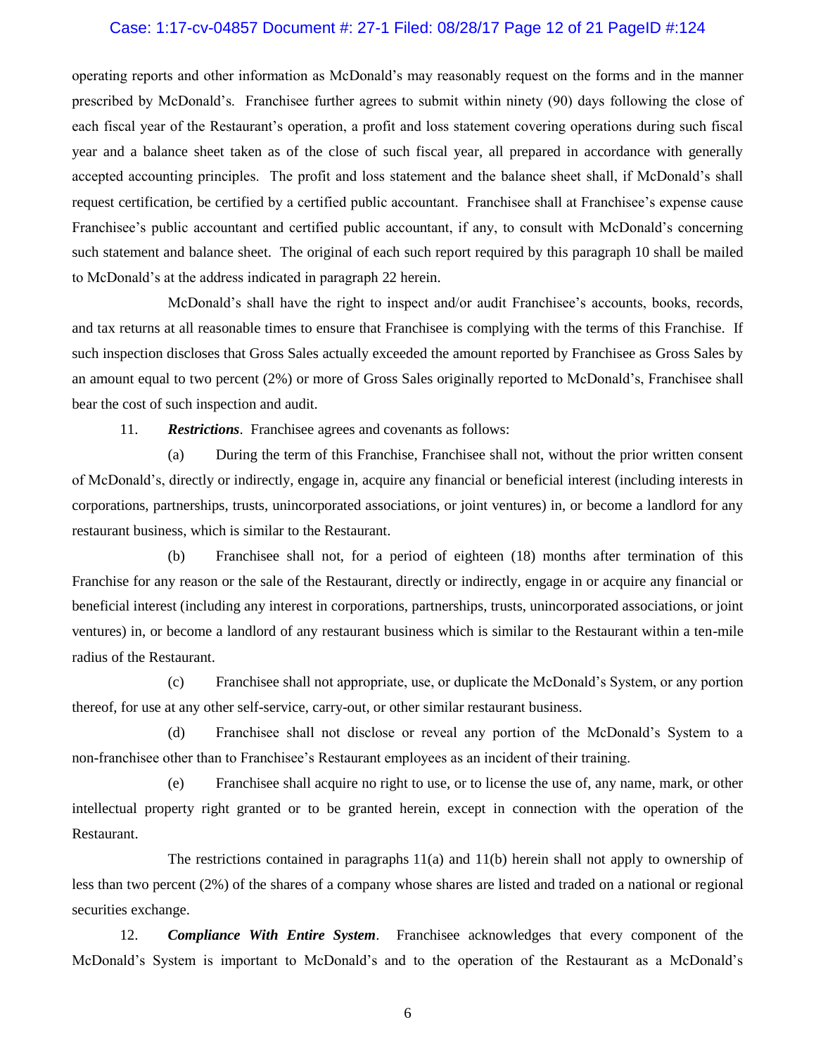operating reports and other information as McDonald's may reasonably request on the forms and in the manner prescribed by McDonald's. Franchisee further agrees to submit within ninety (90) days following the close of each fiscal year of the Restaurant's operation, a profit and loss statement covering operations during such fiscal year and a balance sheet taken as of the close of such fiscal year, all prepared in accordance with generally accepted accounting principles. The profit and loss statement and the balance sheet shall, if McDonald's shall request certification, be certified by a certified public accountant. Franchisee shall at Franchisee's expense cause Franchisee's public accountant and certified public accountant, if any, to consult with McDonald's concerning such statement and balance sheet. The original of each such report required by this paragraph 10 shall be mailed to McDonald's at the address indicated in paragraph 22 herein.

McDonald's shall have the right to inspect and/or audit Franchisee's accounts, books, records, and tax returns at all reasonable times to ensure that Franchisee is complying with the terms of this Franchise. If such inspection discloses that Gross Sales actually exceeded the amount reported by Franchisee as Gross Sales by an amount equal to two percent (2%) or more of Gross Sales originally reported to McDonald's, Franchisee shall bear the cost of such inspection and audit.

11. ***Restrictions***. Franchisee agrees and covenants as follows:

(a) During the term of this Franchise, Franchisee shall not, without the prior written consent of McDonald's, directly or indirectly, engage in, acquire any financial or beneficial interest (including interests in corporations, partnerships, trusts, unincorporated associations, or joint ventures) in, or become a landlord for any restaurant business, which is similar to the Restaurant.

(b) Franchisee shall not, for a period of eighteen (18) months after termination of this Franchise for any reason or the sale of the Restaurant, directly or indirectly, engage in or acquire any financial or beneficial interest (including any interest in corporations, partnerships, trusts, unincorporated associations, or joint ventures) in, or become a landlord of any restaurant business which is similar to the Restaurant within a ten-mile radius of the Restaurant.

(c) Franchisee shall not appropriate, use, or duplicate the McDonald's System, or any portion thereof, for use at any other self-service, carry-out, or other similar restaurant business.

(d) Franchisee shall not disclose or reveal any portion of the McDonald's System to a non-franchisee other than to Franchisee's Restaurant employees as an incident of their training.

(e) Franchisee shall acquire no right to use, or to license the use of, any name, mark, or other intellectual property right granted or to be granted herein, except in connection with the operation of the Restaurant.

The restrictions contained in paragraphs 11(a) and 11(b) herein shall not apply to ownership of less than two percent (2%) of the shares of a company whose shares are listed and traded on a national or regional securities exchange.

12. ***Compliance With Entire System***. Franchisee acknowledges that every component of the McDonald's System is important to McDonald's and to the operation of the Restaurant as a McDonald's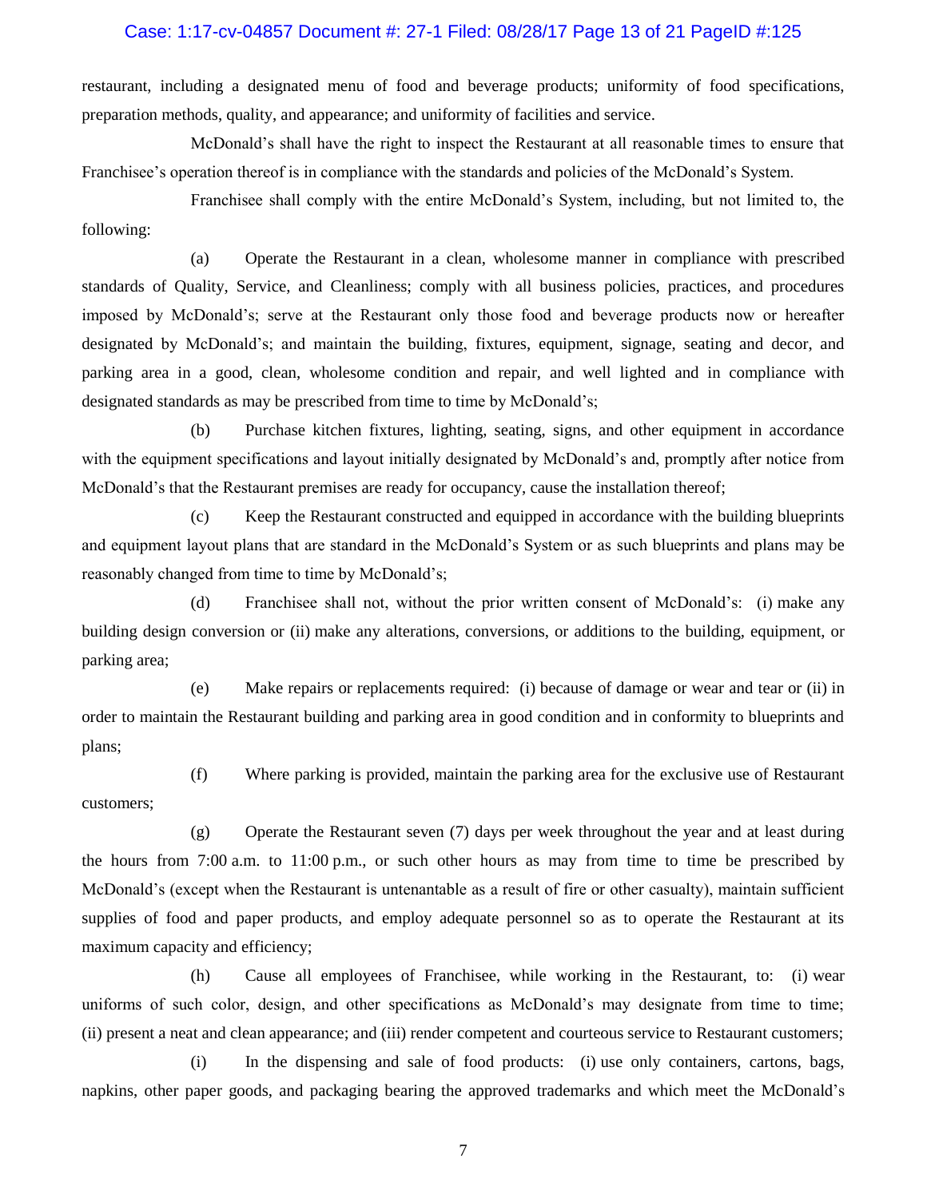restaurant, including a designated menu of food and beverage products; uniformity of food specifications, preparation methods, quality, and appearance; and uniformity of facilities and service.

McDonald's shall have the right to inspect the Restaurant at all reasonable times to ensure that Franchisee's operation thereof is in compliance with the standards and policies of the McDonald's System.

Franchisee shall comply with the entire McDonald's System, including, but not limited to, the following:

(a) Operate the Restaurant in a clean, wholesome manner in compliance with prescribed standards of Quality, Service, and Cleanliness; comply with all business policies, practices, and procedures imposed by McDonald's; serve at the Restaurant only those food and beverage products now or hereafter designated by McDonald's; and maintain the building, fixtures, equipment, signage, seating and decor, and parking area in a good, clean, wholesome condition and repair, and well lighted and in compliance with designated standards as may be prescribed from time to time by McDonald's;

(b) Purchase kitchen fixtures, lighting, seating, signs, and other equipment in accordance with the equipment specifications and layout initially designated by McDonald's and, promptly after notice from McDonald's that the Restaurant premises are ready for occupancy, cause the installation thereof;

(c) Keep the Restaurant constructed and equipped in accordance with the building blueprints and equipment layout plans that are standard in the McDonald's System or as such blueprints and plans may be reasonably changed from time to time by McDonald's;

(d) Franchisee shall not, without the prior written consent of McDonald's: (i) make any building design conversion or (ii) make any alterations, conversions, or additions to the building, equipment, or parking area;

(e) Make repairs or replacements required: (i) because of damage or wear and tear or (ii) in order to maintain the Restaurant building and parking area in good condition and in conformity to blueprints and plans;

(f) Where parking is provided, maintain the parking area for the exclusive use of Restaurant customers;

(g) Operate the Restaurant seven (7) days per week throughout the year and at least during the hours from 7:00 a.m. to 11:00 p.m., or such other hours as may from time to time be prescribed by McDonald's (except when the Restaurant is untenantable as a result of fire or other casualty), maintain sufficient supplies of food and paper products, and employ adequate personnel so as to operate the Restaurant at its maximum capacity and efficiency;

(h) Cause all employees of Franchisee, while working in the Restaurant, to: (i) wear uniforms of such color, design, and other specifications as McDonald's may designate from time to time; (ii) present a neat and clean appearance; and (iii) render competent and courteous service to Restaurant customers;

(i) In the dispensing and sale of food products: (i) use only containers, cartons, bags, napkins, other paper goods, and packaging bearing the approved trademarks and which meet the McDonald's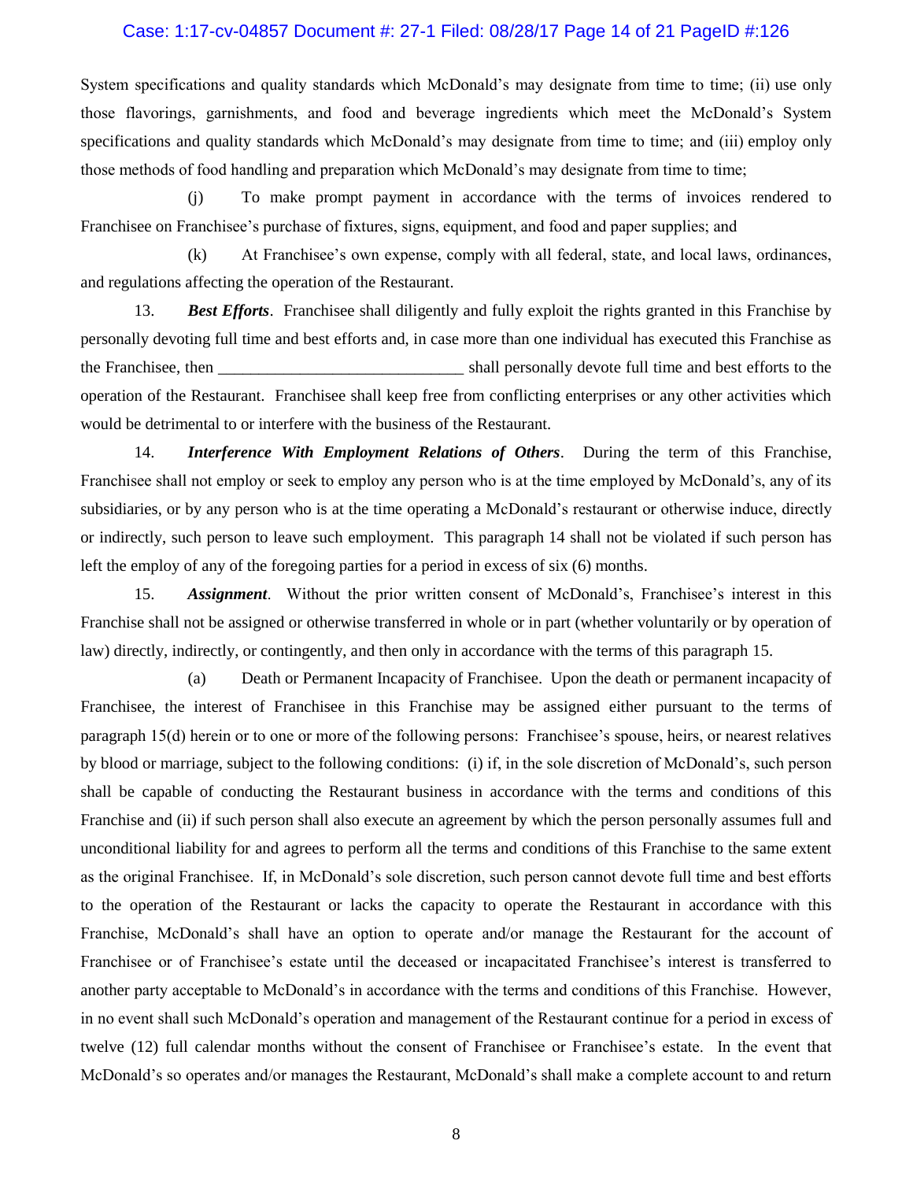System specifications and quality standards which McDonald's may designate from time to time; (ii) use only those flavorings, garnishments, and food and beverage ingredients which meet the McDonald's System specifications and quality standards which McDonald's may designate from time to time; and (iii) employ only those methods of food handling and preparation which McDonald's may designate from time to time;

(j) To make prompt payment in accordance with the terms of invoices rendered to Franchisee on Franchisee's purchase of fixtures, signs, equipment, and food and paper supplies; and

(k) At Franchisee's own expense, comply with all federal, state, and local laws, ordinances, and regulations affecting the operation of the Restaurant.

13. ***Best Efforts***. Franchisee shall diligently and fully exploit the rights granted in this Franchise by personally devoting full time and best efforts and, in case more than one individual has executed this Franchise as the Franchisee, then ______________________________ shall personally devote full time and best efforts to the operation of the Restaurant. Franchisee shall keep free from conflicting enterprises or any other activities which would be detrimental to or interfere with the business of the Restaurant.

14. ***Interference With Employment Relations of Others***. During the term of this Franchise, Franchisee shall not employ or seek to employ any person who is at the time employed by McDonald's, any of its subsidiaries, or by any person who is at the time operating a McDonald's restaurant or otherwise induce, directly or indirectly, such person to leave such employment. This paragraph 14 shall not be violated if such person has left the employ of any of the foregoing parties for a period in excess of six (6) months.

15. ***Assignment***. Without the prior written consent of McDonald's, Franchisee's interest in this Franchise shall not be assigned or otherwise transferred in whole or in part (whether voluntarily or by operation of law) directly, indirectly, or contingently, and then only in accordance with the terms of this paragraph 15.

(a) Death or Permanent Incapacity of Franchisee. Upon the death or permanent incapacity of Franchisee, the interest of Franchisee in this Franchise may be assigned either pursuant to the terms of paragraph 15(d) herein or to one or more of the following persons: Franchisee's spouse, heirs, or nearest relatives by blood or marriage, subject to the following conditions: (i) if, in the sole discretion of McDonald's, such person shall be capable of conducting the Restaurant business in accordance with the terms and conditions of this Franchise and (ii) if such person shall also execute an agreement by which the person personally assumes full and unconditional liability for and agrees to perform all the terms and conditions of this Franchise to the same extent as the original Franchisee. If, in McDonald's sole discretion, such person cannot devote full time and best efforts to the operation of the Restaurant or lacks the capacity to operate the Restaurant in accordance with this Franchise, McDonald's shall have an option to operate and/or manage the Restaurant for the account of Franchisee or of Franchisee's estate until the deceased or incapacitated Franchisee's interest is transferred to another party acceptable to McDonald's in accordance with the terms and conditions of this Franchise. However, in no event shall such McDonald's operation and management of the Restaurant continue for a period in excess of twelve (12) full calendar months without the consent of Franchisee or Franchisee's estate. In the event that McDonald's so operates and/or manages the Restaurant, McDonald's shall make a complete account to and return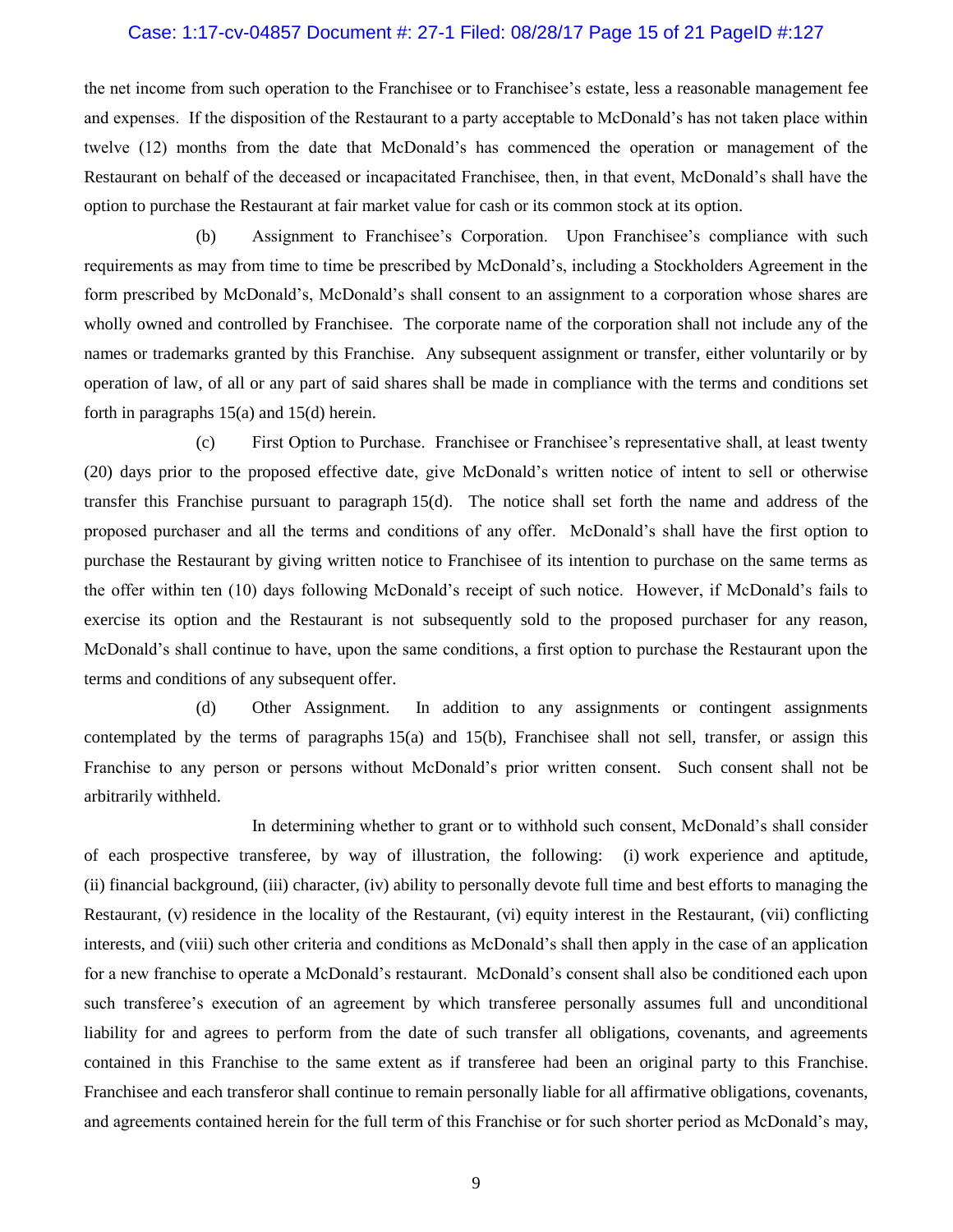the net income from such operation to the Franchisee or to Franchisee's estate, less a reasonable management fee and expenses. If the disposition of the Restaurant to a party acceptable to McDonald's has not taken place within twelve (12) months from the date that McDonald's has commenced the operation or management of the Restaurant on behalf of the deceased or incapacitated Franchisee, then, in that event, McDonald's shall have the option to purchase the Restaurant at fair market value for cash or its common stock at its option.

(b) Assignment to Franchisee's Corporation. Upon Franchisee's compliance with such requirements as may from time to time be prescribed by McDonald's, including a Stockholders Agreement in the form prescribed by McDonald's, McDonald's shall consent to an assignment to a corporation whose shares are wholly owned and controlled by Franchisee. The corporate name of the corporation shall not include any of the names or trademarks granted by this Franchise. Any subsequent assignment or transfer, either voluntarily or by operation of law, of all or any part of said shares shall be made in compliance with the terms and conditions set forth in paragraphs 15(a) and 15(d) herein.

(c) First Option to Purchase. Franchisee or Franchisee's representative shall, at least twenty (20) days prior to the proposed effective date, give McDonald's written notice of intent to sell or otherwise transfer this Franchise pursuant to paragraph 15(d). The notice shall set forth the name and address of the proposed purchaser and all the terms and conditions of any offer. McDonald's shall have the first option to purchase the Restaurant by giving written notice to Franchisee of its intention to purchase on the same terms as the offer within ten (10) days following McDonald's receipt of such notice. However, if McDonald's fails to exercise its option and the Restaurant is not subsequently sold to the proposed purchaser for any reason, McDonald's shall continue to have, upon the same conditions, a first option to purchase the Restaurant upon the terms and conditions of any subsequent offer.

(d) Other Assignment. In addition to any assignments or contingent assignments contemplated by the terms of paragraphs 15(a) and 15(b), Franchisee shall not sell, transfer, or assign this Franchise to any person or persons without McDonald's prior written consent. Such consent shall not be arbitrarily withheld.

In determining whether to grant or to withhold such consent, McDonald's shall consider of each prospective transferee, by way of illustration, the following: (i) work experience and aptitude, (ii) financial background, (iii) character, (iv) ability to personally devote full time and best efforts to managing the Restaurant, (v) residence in the locality of the Restaurant, (vi) equity interest in the Restaurant, (vii) conflicting interests, and (viii) such other criteria and conditions as McDonald's shall then apply in the case of an application for a new franchise to operate a McDonald's restaurant. McDonald's consent shall also be conditioned each upon such transferee's execution of an agreement by which transferee personally assumes full and unconditional liability for and agrees to perform from the date of such transfer all obligations, covenants, and agreements contained in this Franchise to the same extent as if transferee had been an original party to this Franchise. Franchisee and each transferor shall continue to remain personally liable for all affirmative obligations, covenants, and agreements contained herein for the full term of this Franchise or for such shorter period as McDonald's may,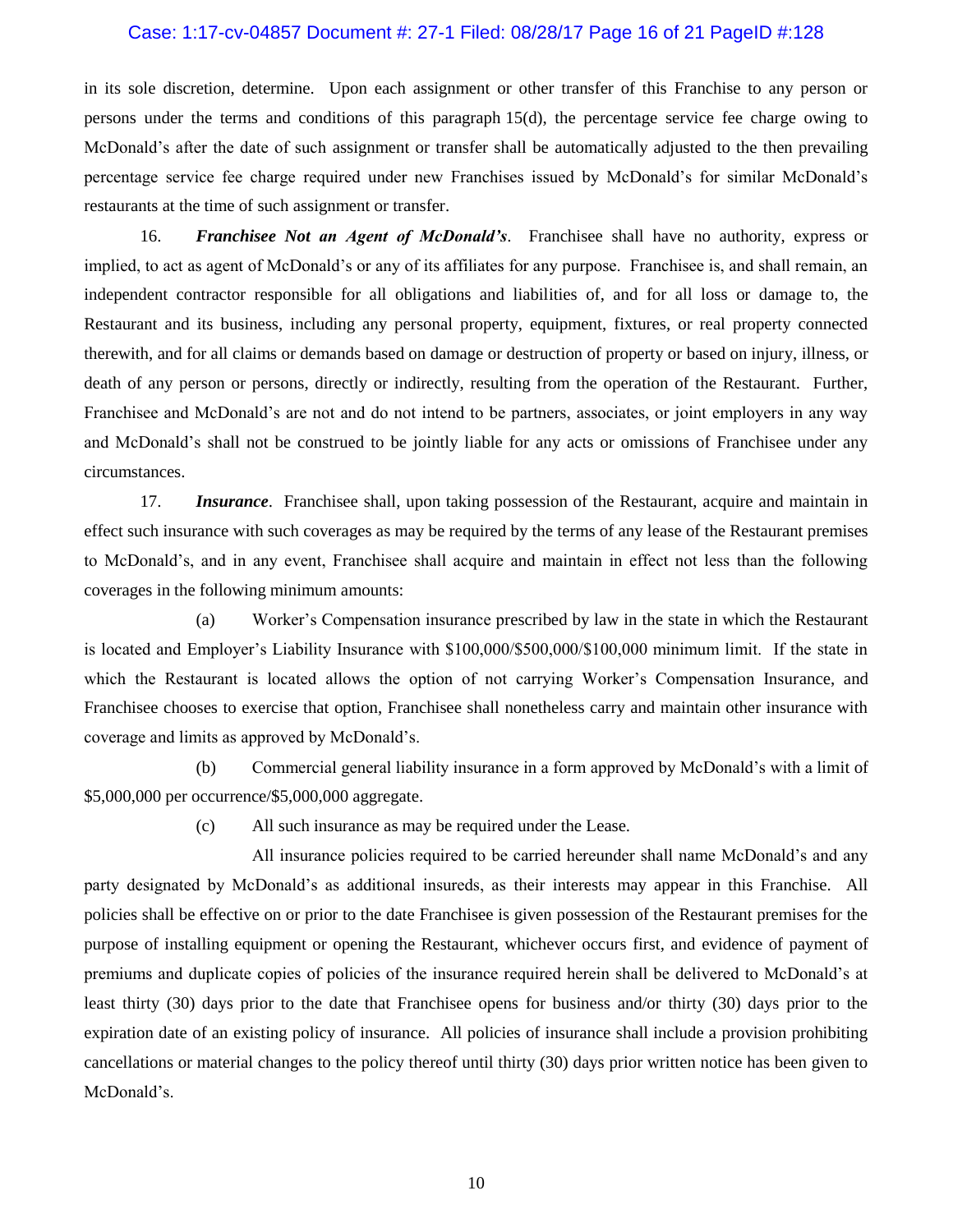in its sole discretion, determine. Upon each assignment or other transfer of this Franchise to any person or persons under the terms and conditions of this paragraph 15(d), the percentage service fee charge owing to McDonald's after the date of such assignment or transfer shall be automatically adjusted to the then prevailing percentage service fee charge required under new Franchises issued by McDonald's for similar McDonald's restaurants at the time of such assignment or transfer.

16. ***Franchisee Not an Agent of McDonald's***. Franchisee shall have no authority, express or implied, to act as agent of McDonald's or any of its affiliates for any purpose. Franchisee is, and shall remain, an independent contractor responsible for all obligations and liabilities of, and for all loss or damage to, the Restaurant and its business, including any personal property, equipment, fixtures, or real property connected therewith, and for all claims or demands based on damage or destruction of property or based on injury, illness, or death of any person or persons, directly or indirectly, resulting from the operation of the Restaurant. Further, Franchisee and McDonald's are not and do not intend to be partners, associates, or joint employers in any way and McDonald's shall not be construed to be jointly liable for any acts or omissions of Franchisee under any circumstances.

17. ***Insurance***. Franchisee shall, upon taking possession of the Restaurant, acquire and maintain in effect such insurance with such coverages as may be required by the terms of any lease of the Restaurant premises to McDonald's, and in any event, Franchisee shall acquire and maintain in effect not less than the following coverages in the following minimum amounts:

(a) Worker's Compensation insurance prescribed by law in the state in which the Restaurant is located and Employer's Liability Insurance with $100,000/$500,000/$100,000 minimum limit. If the state in which the Restaurant is located allows the option of not carrying Worker's Compensation Insurance, and Franchisee chooses to exercise that option, Franchisee shall nonetheless carry and maintain other insurance with coverage and limits as approved by McDonald's.

(b) Commercial general liability insurance in a form approved by McDonald's with a limit of $5,000,000 per occurrence/$5,000,000 aggregate.

(c) All such insurance as may be required under the Lease.

All insurance policies required to be carried hereunder shall name McDonald's and any party designated by McDonald's as additional insureds, as their interests may appear in this Franchise. All policies shall be effective on or prior to the date Franchisee is given possession of the Restaurant premises for the purpose of installing equipment or opening the Restaurant, whichever occurs first, and evidence of payment of premiums and duplicate copies of policies of the insurance required herein shall be delivered to McDonald's at least thirty (30) days prior to the date that Franchisee opens for business and/or thirty (30) days prior to the expiration date of an existing policy of insurance. All policies of insurance shall include a provision prohibiting cancellations or material changes to the policy thereof until thirty (30) days prior written notice has been given to McDonald's.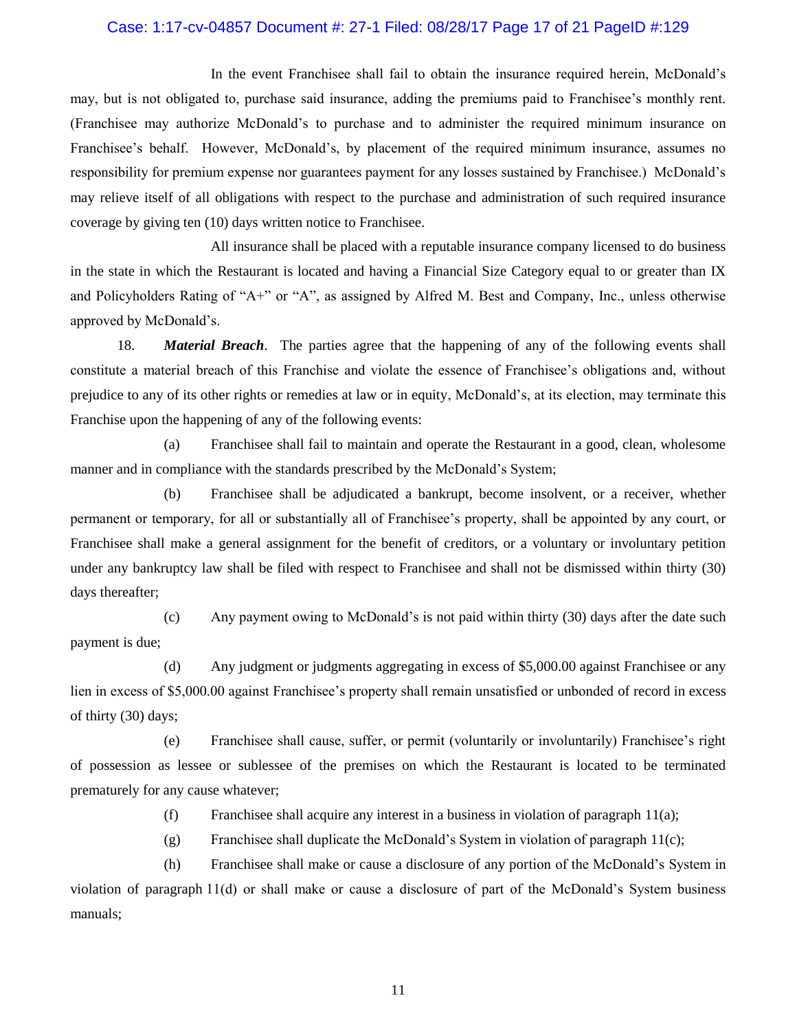In the event Franchisee shall fail to obtain the insurance required herein, McDonald's may, but is not obligated to, purchase said insurance, adding the premiums paid to Franchisee's monthly rent. (Franchisee may authorize McDonald's to purchase and to administer the required minimum insurance on Franchisee's behalf. However, McDonald's, by placement of the required minimum insurance, assumes no responsibility for premium expense nor guarantees payment for any losses sustained by Franchisee.) McDonald's may relieve itself of all obligations with respect to the purchase and administration of such required insurance coverage by giving ten (10) days written notice to Franchisee.

All insurance shall be placed with a reputable insurance company licensed to do business in the state in which the Restaurant is located and having a Financial Size Category equal to or greater than IX and Policyholders Rating of "A+" or "A", as assigned by Alfred M. Best and Company, Inc., unless otherwise approved by McDonald's.

18. ***Material Breach***. The parties agree that the happening of any of the following events shall constitute a material breach of this Franchise and violate the essence of Franchisee's obligations and, without prejudice to any of its other rights or remedies at law or in equity, McDonald's, at its election, may terminate this Franchise upon the happening of any of the following events:

(a) Franchisee shall fail to maintain and operate the Restaurant in a good, clean, wholesome manner and in compliance with the standards prescribed by the McDonald's System;

(b) Franchisee shall be adjudicated a bankrupt, become insolvent, or a receiver, whether permanent or temporary, for all or substantially all of Franchisee's property, shall be appointed by any court, or Franchisee shall make a general assignment for the benefit of creditors, or a voluntary or involuntary petition under any bankruptcy law shall be filed with respect to Franchisee and shall not be dismissed within thirty (30) days thereafter;

(c) Any payment owing to McDonald's is not paid within thirty (30) days after the date such payment is due;

(d) Any judgment or judgments aggregating in excess of $5,000.00 against Franchisee or any lien in excess of $5,000.00 against Franchisee's property shall remain unsatisfied or unbonded of record in excess of thirty (30) days;

(e) Franchisee shall cause, suffer, or permit (voluntarily or involuntarily) Franchisee's right of possession as lessee or sublessee of the premises on which the Restaurant is located to be terminated prematurely for any cause whatever;

(f) Franchisee shall acquire any interest in a business in violation of paragraph 11(a);

(g) Franchisee shall duplicate the McDonald's System in violation of paragraph 11(c);

(h) Franchisee shall make or cause a disclosure of any portion of the McDonald's System in violation of paragraph 11(d) or shall make or cause a disclosure of part of the McDonald's System business manuals;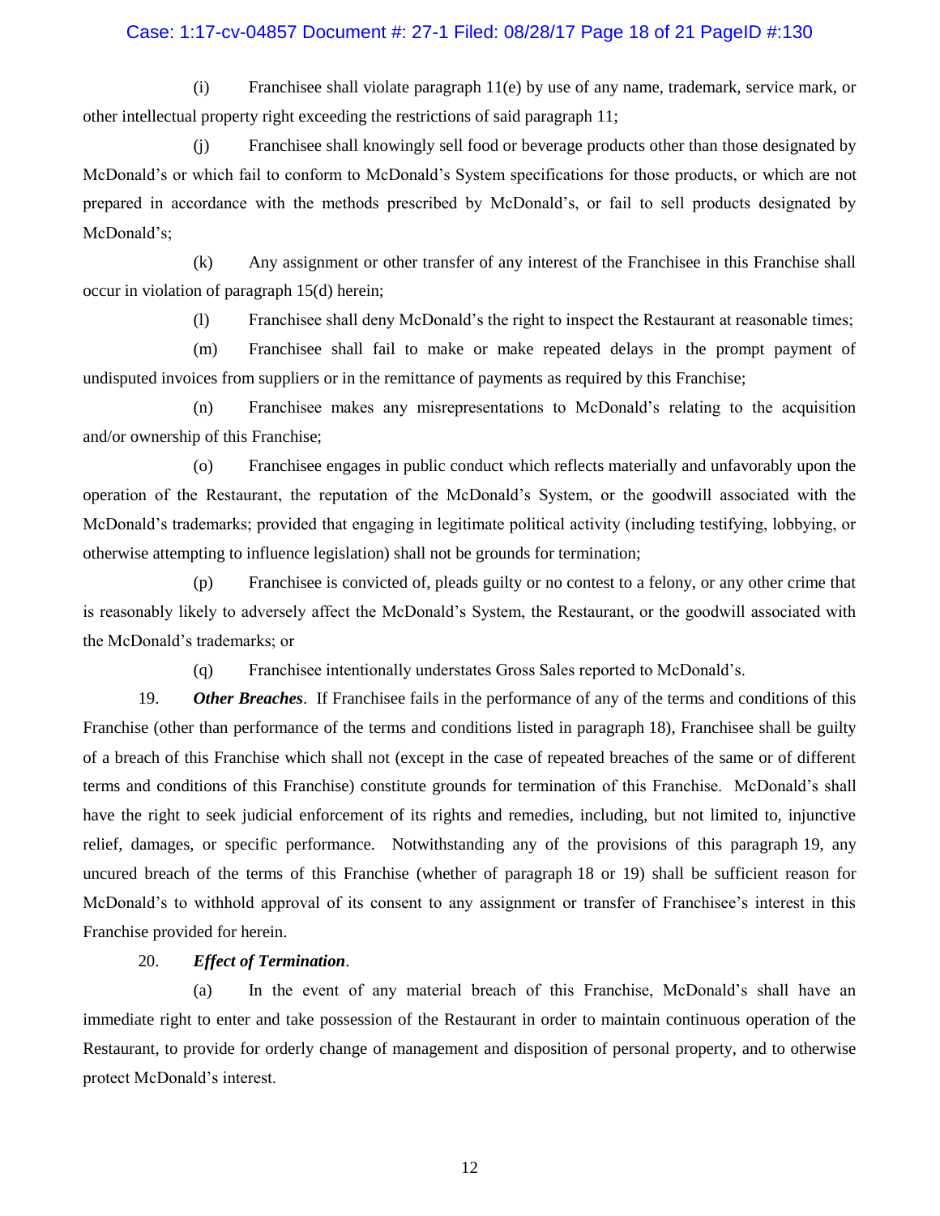(i) Franchisee shall violate paragraph 11(e) by use of any name, trademark, service mark, or other intellectual property right exceeding the restrictions of said paragraph 11;

(j) Franchisee shall knowingly sell food or beverage products other than those designated by McDonald's or which fail to conform to McDonald's System specifications for those products, or which are not prepared in accordance with the methods prescribed by McDonald's, or fail to sell products designated by McDonald's;

(k) Any assignment or other transfer of any interest of the Franchisee in this Franchise shall occur in violation of paragraph 15(d) herein;

(l) Franchisee shall deny McDonald's the right to inspect the Restaurant at reasonable times;

(m) Franchisee shall fail to make or make repeated delays in the prompt payment of undisputed invoices from suppliers or in the remittance of payments as required by this Franchise;

(n) Franchisee makes any misrepresentations to McDonald's relating to the acquisition and/or ownership of this Franchise;

(o) Franchisee engages in public conduct which reflects materially and unfavorably upon the operation of the Restaurant, the reputation of the McDonald's System, or the goodwill associated with the McDonald's trademarks; provided that engaging in legitimate political activity (including testifying, lobbying, or otherwise attempting to influence legislation) shall not be grounds for termination;

(p) Franchisee is convicted of, pleads guilty or no contest to a felony, or any other crime that is reasonably likely to adversely affect the McDonald's System, the Restaurant, or the goodwill associated with the McDonald's trademarks; or

(q) Franchisee intentionally understates Gross Sales reported to McDonald's.

19. ***Other Breaches***. If Franchisee fails in the performance of any of the terms and conditions of this Franchise (other than performance of the terms and conditions listed in paragraph 18), Franchisee shall be guilty of a breach of this Franchise which shall not (except in the case of repeated breaches of the same or of different terms and conditions of this Franchise) constitute grounds for termination of this Franchise. McDonald's shall have the right to seek judicial enforcement of its rights and remedies, including, but not limited to, injunctive relief, damages, or specific performance. Notwithstanding any of the provisions of this paragraph 19, any uncured breach of the terms of this Franchise (whether of paragraph 18 or 19) shall be sufficient reason for McDonald's to withhold approval of its consent to any assignment or transfer of Franchisee's interest in this Franchise provided for herein.

20. ***Effect of Termination***.

(a) In the event of any material breach of this Franchise, McDonald's shall have an immediate right to enter and take possession of the Restaurant in order to maintain continuous operation of the Restaurant, to provide for orderly change of management and disposition of personal property, and to otherwise protect McDonald's interest.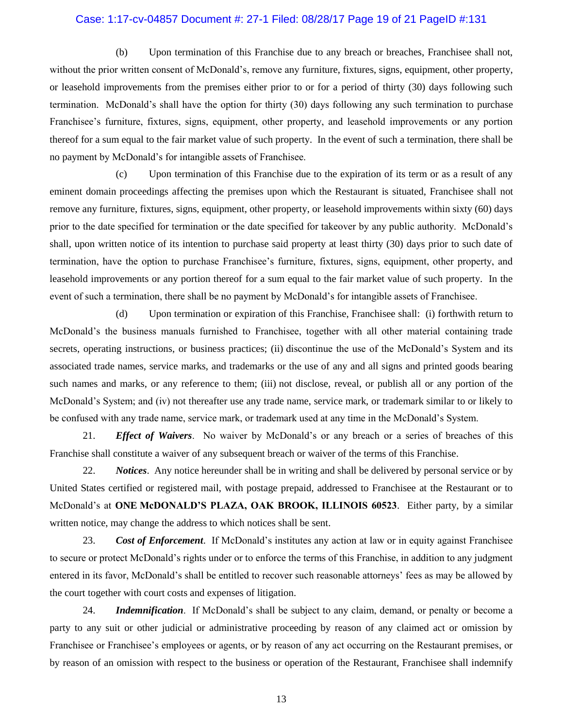(b) Upon termination of this Franchise due to any breach or breaches, Franchisee shall not, without the prior written consent of McDonald's, remove any furniture, fixtures, signs, equipment, other property, or leasehold improvements from the premises either prior to or for a period of thirty (30) days following such termination. McDonald's shall have the option for thirty (30) days following any such termination to purchase Franchisee's furniture, fixtures, signs, equipment, other property, and leasehold improvements or any portion thereof for a sum equal to the fair market value of such property. In the event of such a termination, there shall be no payment by McDonald's for intangible assets of Franchisee.

(c) Upon termination of this Franchise due to the expiration of its term or as a result of any eminent domain proceedings affecting the premises upon which the Restaurant is situated, Franchisee shall not remove any furniture, fixtures, signs, equipment, other property, or leasehold improvements within sixty (60) days prior to the date specified for termination or the date specified for takeover by any public authority. McDonald's shall, upon written notice of its intention to purchase said property at least thirty (30) days prior to such date of termination, have the option to purchase Franchisee's furniture, fixtures, signs, equipment, other property, and leasehold improvements or any portion thereof for a sum equal to the fair market value of such property. In the event of such a termination, there shall be no payment by McDonald's for intangible assets of Franchisee.

(d) Upon termination or expiration of this Franchise, Franchisee shall: (i) forthwith return to McDonald's the business manuals furnished to Franchisee, together with all other material containing trade secrets, operating instructions, or business practices; (ii) discontinue the use of the McDonald's System and its associated trade names, service marks, and trademarks or the use of any and all signs and printed goods bearing such names and marks, or any reference to them; (iii) not disclose, reveal, or publish all or any portion of the McDonald's System; and (iv) not thereafter use any trade name, service mark, or trademark similar to or likely to be confused with any trade name, service mark, or trademark used at any time in the McDonald's System.

21. ***Effect of Waivers***. No waiver by McDonald's or any breach or a series of breaches of this Franchise shall constitute a waiver of any subsequent breach or waiver of the terms of this Franchise.

22. ***Notices***. Any notice hereunder shall be in writing and shall be delivered by personal service or by United States certified or registered mail, with postage prepaid, addressed to Franchisee at the Restaurant or to McDonald's at **ONE McDONALD'S PLAZA, OAK BROOK, ILLINOIS 60523**. Either party, by a similar written notice, may change the address to which notices shall be sent.

23. ***Cost of Enforcement***. If McDonald's institutes any action at law or in equity against Franchisee to secure or protect McDonald's rights under or to enforce the terms of this Franchise, in addition to any judgment entered in its favor, McDonald's shall be entitled to recover such reasonable attorneys' fees as may be allowed by the court together with court costs and expenses of litigation.

24. ***Indemnification***. If McDonald's shall be subject to any claim, demand, or penalty or become a party to any suit or other judicial or administrative proceeding by reason of any claimed act or omission by Franchisee or Franchisee's employees or agents, or by reason of any act occurring on the Restaurant premises, or by reason of an omission with respect to the business or operation of the Restaurant, Franchisee shall indemnify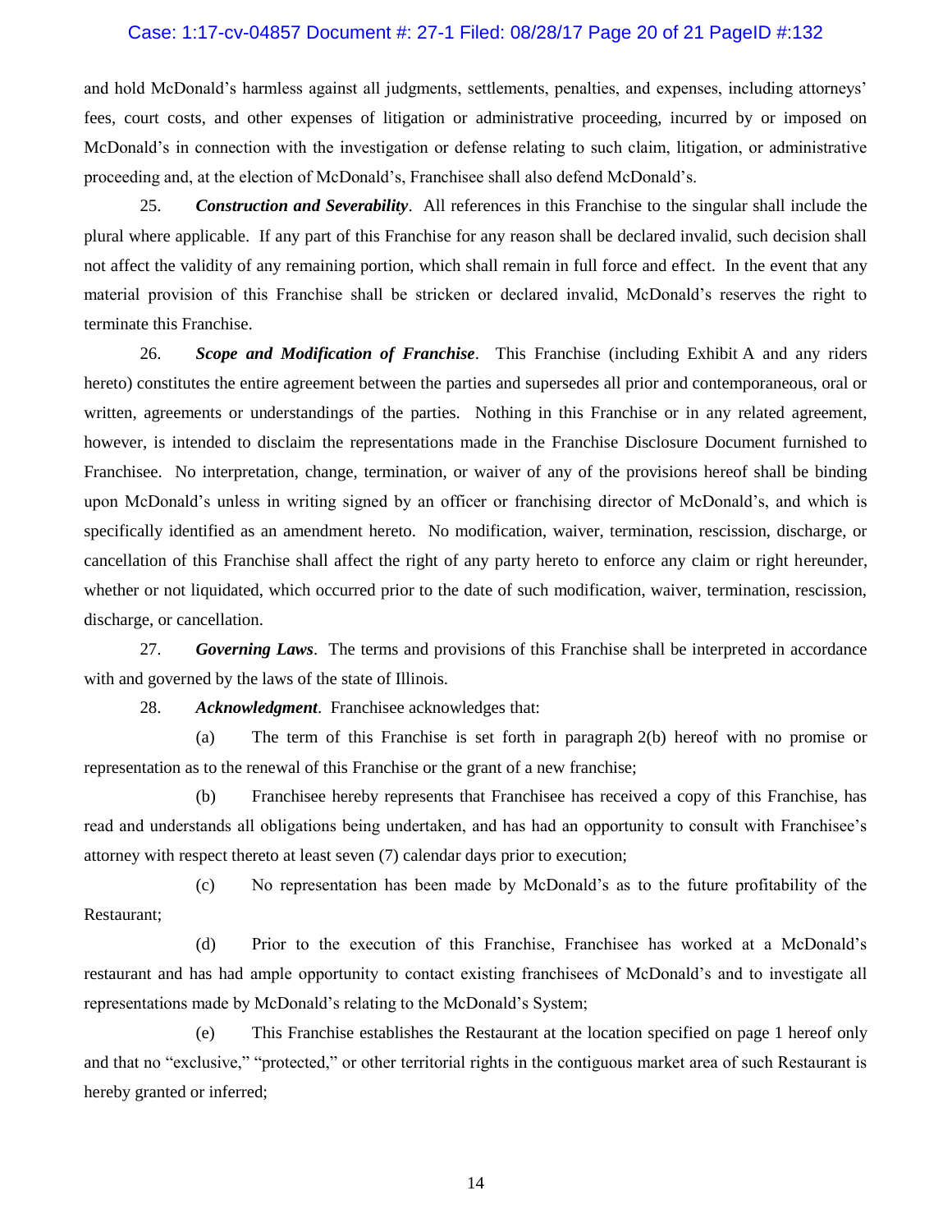and hold McDonald's harmless against all judgments, settlements, penalties, and expenses, including attorneys' fees, court costs, and other expenses of litigation or administrative proceeding, incurred by or imposed on McDonald's in connection with the investigation or defense relating to such claim, litigation, or administrative proceeding and, at the election of McDonald's, Franchisee shall also defend McDonald's.

25. ***Construction and Severability***. All references in this Franchise to the singular shall include the plural where applicable. If any part of this Franchise for any reason shall be declared invalid, such decision shall not affect the validity of any remaining portion, which shall remain in full force and effect. In the event that any material provision of this Franchise shall be stricken or declared invalid, McDonald's reserves the right to terminate this Franchise.

26. ***Scope and Modification of Franchise***. This Franchise (including Exhibit A and any riders hereto) constitutes the entire agreement between the parties and supersedes all prior and contemporaneous, oral or written, agreements or understandings of the parties. Nothing in this Franchise or in any related agreement, however, is intended to disclaim the representations made in the Franchise Disclosure Document furnished to Franchisee. No interpretation, change, termination, or waiver of any of the provisions hereof shall be binding upon McDonald's unless in writing signed by an officer or franchising director of McDonald's, and which is specifically identified as an amendment hereto. No modification, waiver, termination, rescission, discharge, or cancellation of this Franchise shall affect the right of any party hereto to enforce any claim or right hereunder, whether or not liquidated, which occurred prior to the date of such modification, waiver, termination, rescission, discharge, or cancellation.

27. ***Governing Laws***. The terms and provisions of this Franchise shall be interpreted in accordance with and governed by the laws of the state of Illinois.

28. ***Acknowledgment***. Franchisee acknowledges that:

(a) The term of this Franchise is set forth in paragraph 2(b) hereof with no promise or representation as to the renewal of this Franchise or the grant of a new franchise;

(b) Franchisee hereby represents that Franchisee has received a copy of this Franchise, has read and understands all obligations being undertaken, and has had an opportunity to consult with Franchisee's attorney with respect thereto at least seven (7) calendar days prior to execution;

(c) No representation has been made by McDonald's as to the future profitability of the Restaurant;

(d) Prior to the execution of this Franchise, Franchisee has worked at a McDonald's restaurant and has had ample opportunity to contact existing franchisees of McDonald's and to investigate all representations made by McDonald's relating to the McDonald's System;

(e) This Franchise establishes the Restaurant at the location specified on page 1 hereof only and that no "exclusive," "protected," or other territorial rights in the contiguous market area of such Restaurant is hereby granted or inferred;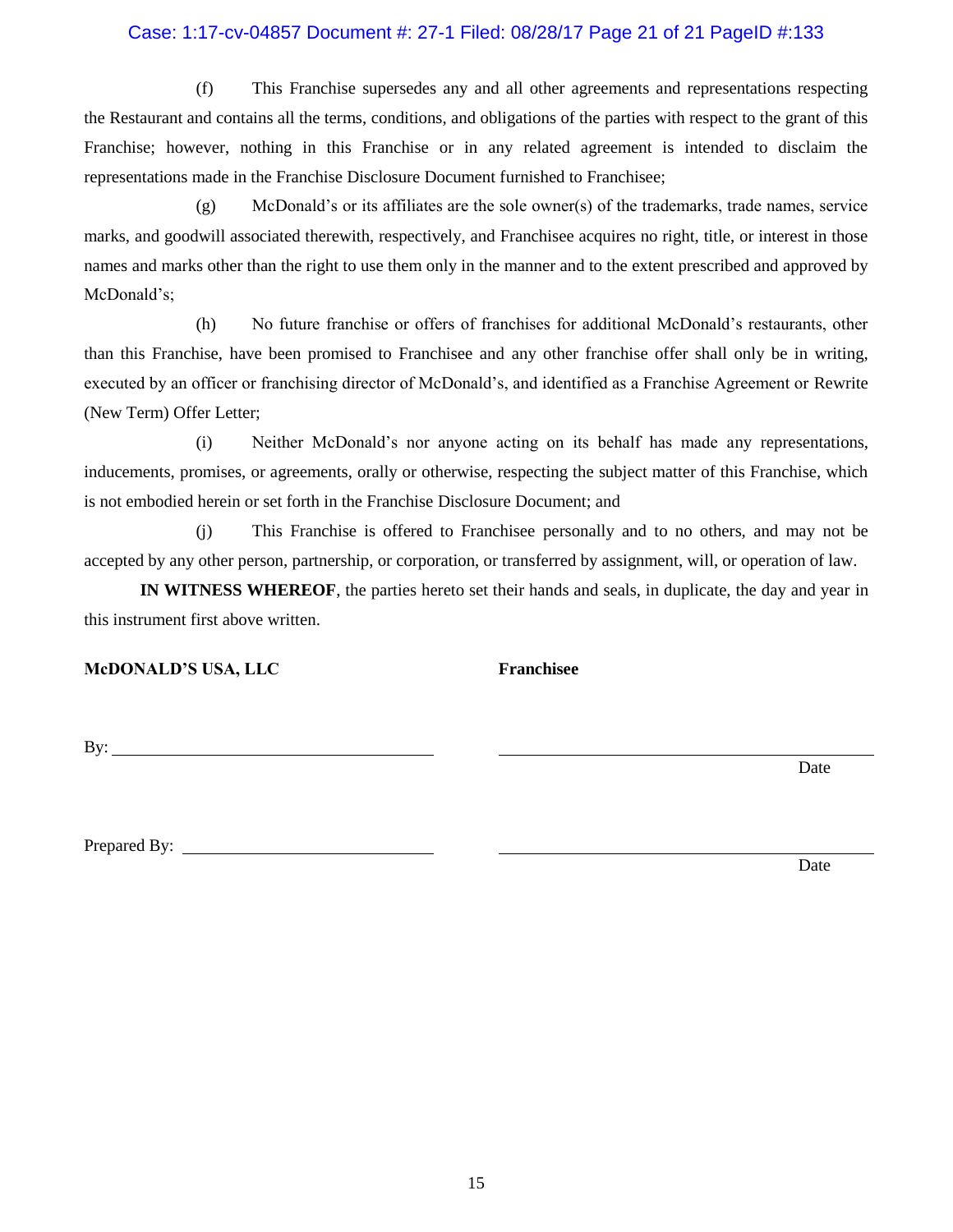(f) This Franchise supersedes any and all other agreements and representations respecting the Restaurant and contains all the terms, conditions, and obligations of the parties with respect to the grant of this Franchise; however, nothing in this Franchise or in any related agreement is intended to disclaim the representations made in the Franchise Disclosure Document furnished to Franchisee;

(g) McDonald's or its affiliates are the sole owner(s) of the trademarks, trade names, service marks, and goodwill associated therewith, respectively, and Franchisee acquires no right, title, or interest in those names and marks other than the right to use them only in the manner and to the extent prescribed and approved by McDonald's;

(h) No future franchise or offers of franchises for additional McDonald's restaurants, other than this Franchise, have been promised to Franchisee and any other franchise offer shall only be in writing, executed by an officer or franchising director of McDonald's, and identified as a Franchise Agreement or Rewrite (New Term) Offer Letter;

(i) Neither McDonald's nor anyone acting on its behalf has made any representations, inducements, promises, or agreements, orally or otherwise, respecting the subject matter of this Franchise, which is not embodied herein or set forth in the Franchise Disclosure Document; and

(j) This Franchise is offered to Franchisee personally and to no others, and may not be accepted by any other person, partnership, or corporation, or transferred by assignment, will, or operation of law.

**IN WITNESS WHEREOF**, the parties hereto set their hands and seals, in duplicate, the day and year in this instrument first above written.

**McDONALD'S USA, LLC**

By: ______________________________

Prepared By: ______________________________

**Franchisee**

______________________________
Date

______________________________
Date